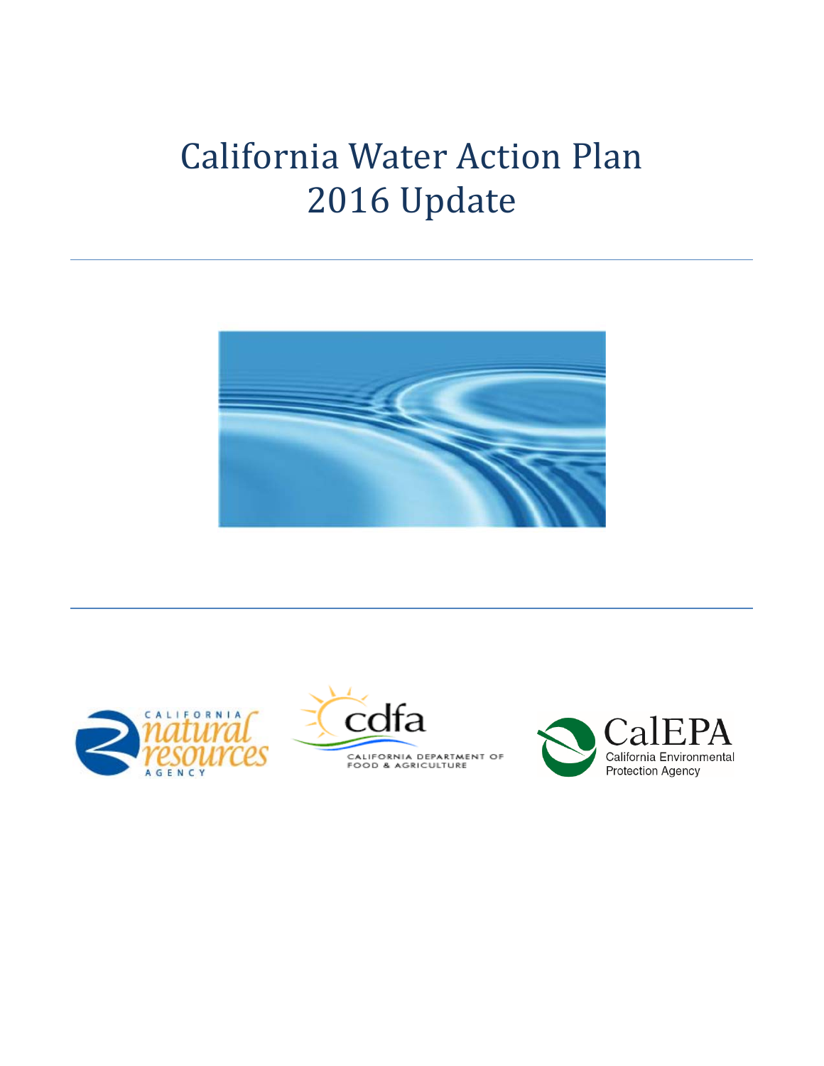# California Water Action Plan 2016 Update

CALIFORNIA natural resources AGENCY

cdfa CALIFORNIA DEPARTMENT OF FOOD & AGRICULTURE

CalEPA California Environmental Protection Agency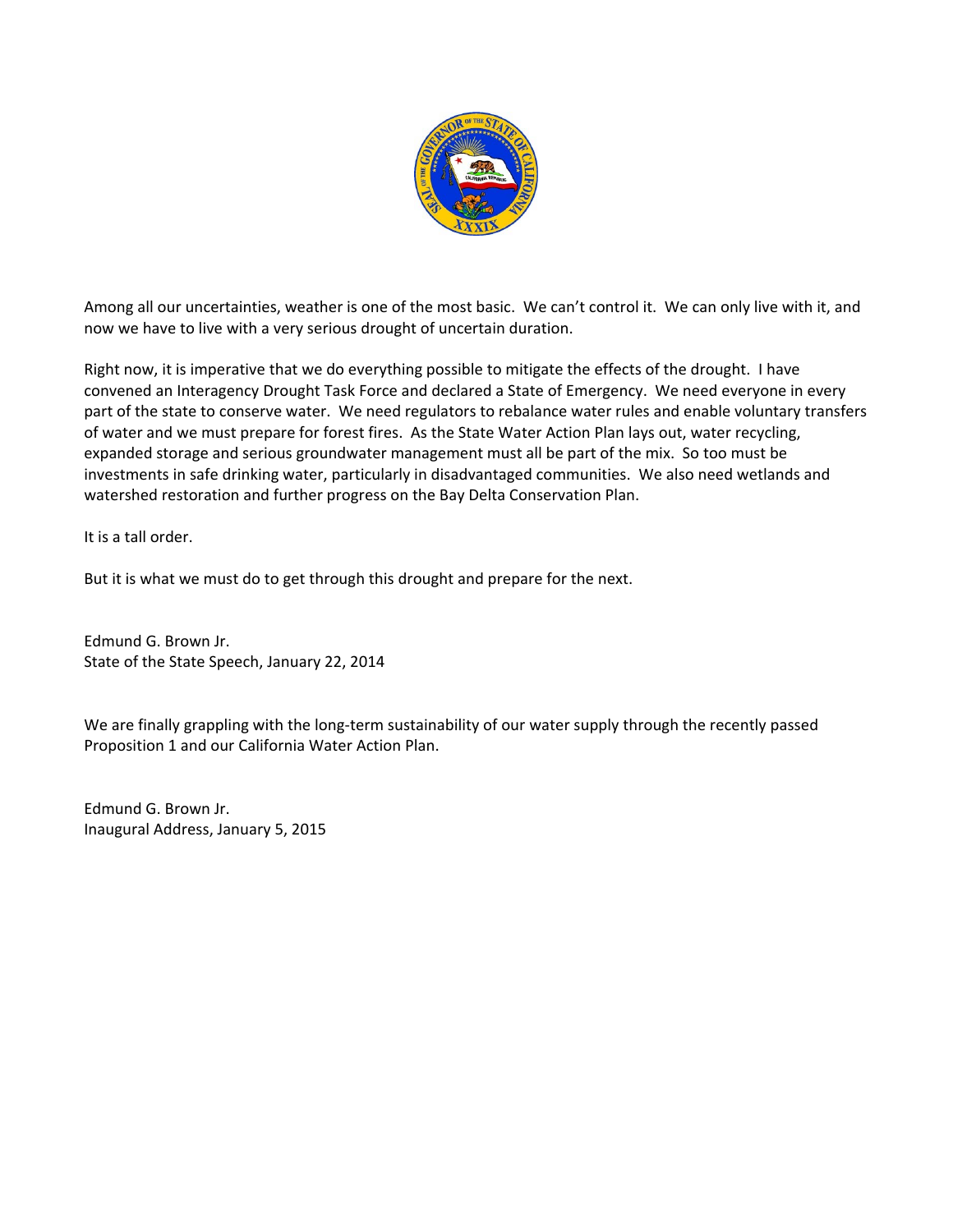Among all our uncertainties, weather is one of the most basic. We can't control it. We can only live with it, and now we have to live with a very serious drought of uncertain duration.

Right now, it is imperative that we do everything possible to mitigate the effects of the drought. I have convened an Interagency Drought Task Force and declared a State of Emergency. We need everyone in every part of the state to conserve water. We need regulators to rebalance water rules and enable voluntary transfers of water and we must prepare for forest fires. As the State Water Action Plan lays out, water recycling, expanded storage and serious groundwater management must all be part of the mix. So too must be investments in safe drinking water, particularly in disadvantaged communities. We also need wetlands and watershed restoration and further progress on the Bay Delta Conservation Plan.

It is a tall order.

But it is what we must do to get through this drought and prepare for the next.

Edmund G. Brown Jr.
State of the State Speech, January 22, 2014

We are finally grappling with the long-term sustainability of our water supply through the recently passed Proposition 1 and our California Water Action Plan.

Edmund G. Brown Jr.
Inaugural Address, January 5, 2015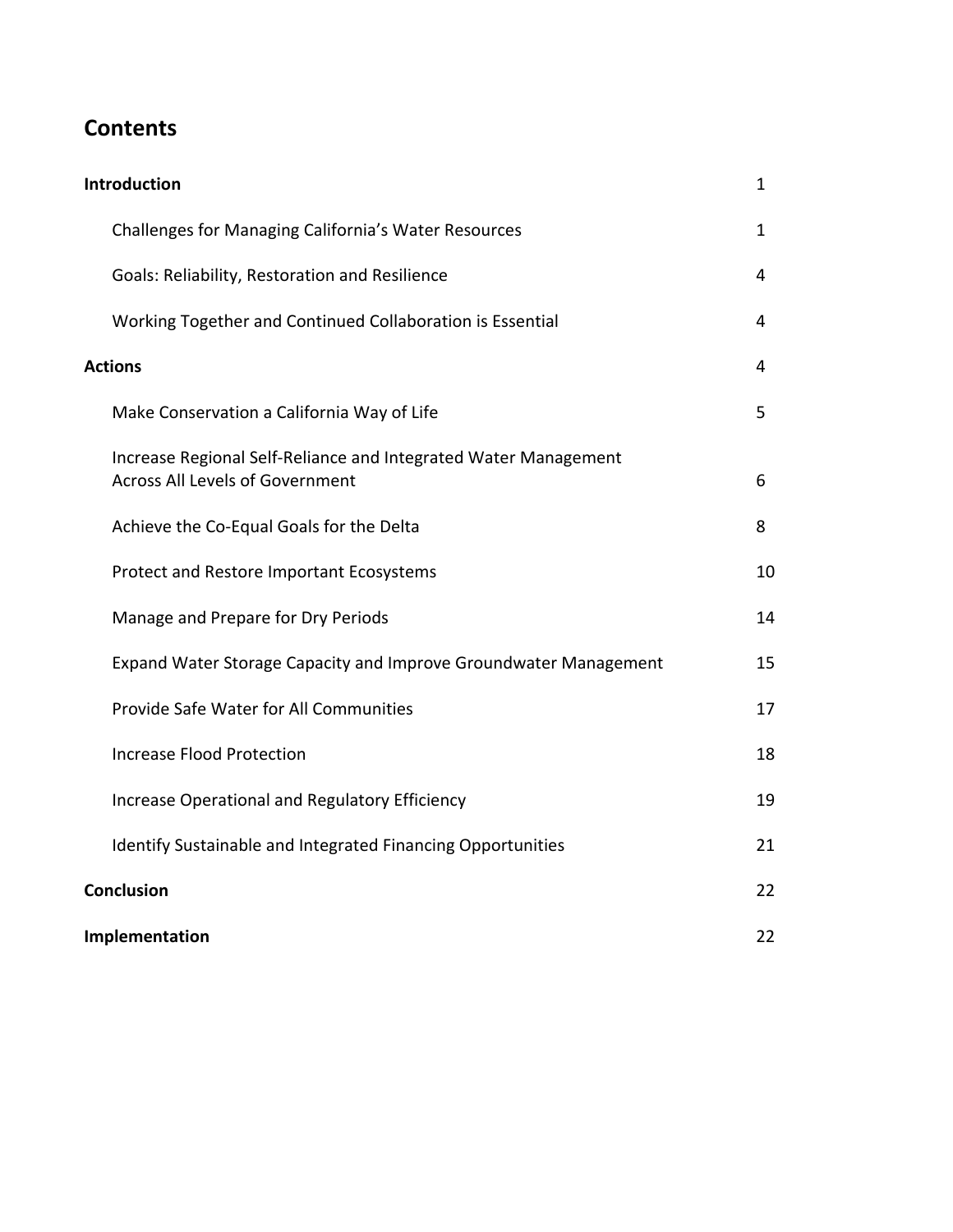## Contents

| | |
|---|---|
| **Introduction** | 1 |
| Challenges for Managing California's Water Resources | 1 |
| Goals: Reliability, Restoration and Resilience | 4 |
| Working Together and Continued Collaboration is Essential | 4 |
| **Actions** | 4 |
| Make Conservation a California Way of Life | 5 |
| Increase Regional Self-Reliance and Integrated Water Management Across All Levels of Government | 6 |
| Achieve the Co-Equal Goals for the Delta | 8 |
| Protect and Restore Important Ecosystems | 10 |
| Manage and Prepare for Dry Periods | 14 |
| Expand Water Storage Capacity and Improve Groundwater Management | 15 |
| Provide Safe Water for All Communities | 17 |
| Increase Flood Protection | 18 |
| Increase Operational and Regulatory Efficiency | 19 |
| Identify Sustainable and Integrated Financing Opportunities | 21 |
| **Conclusion** | 22 |
| **Implementation** | 22 |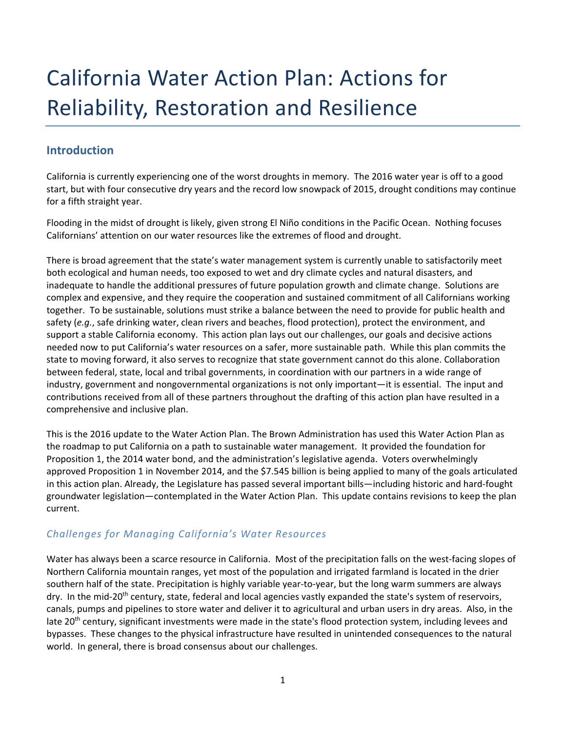# California Water Action Plan: Actions for Reliability, Restoration and Resilience

## Introduction

California is currently experiencing one of the worst droughts in memory. The 2016 water year is off to a good start, but with four consecutive dry years and the record low snowpack of 2015, drought conditions may continue for a fifth straight year.

Flooding in the midst of drought is likely, given strong El Niño conditions in the Pacific Ocean. Nothing focuses Californians' attention on our water resources like the extremes of flood and drought.

There is broad agreement that the state's water management system is currently unable to satisfactorily meet both ecological and human needs, too exposed to wet and dry climate cycles and natural disasters, and inadequate to handle the additional pressures of future population growth and climate change. Solutions are complex and expensive, and they require the cooperation and sustained commitment of all Californians working together. To be sustainable, solutions must strike a balance between the need to provide for public health and safety (*e.g.*, safe drinking water, clean rivers and beaches, flood protection), protect the environment, and support a stable California economy. This action plan lays out our challenges, our goals and decisive actions needed now to put California's water resources on a safer, more sustainable path. While this plan commits the state to moving forward, it also serves to recognize that state government cannot do this alone. Collaboration between federal, state, local and tribal governments, in coordination with our partners in a wide range of industry, government and nongovernmental organizations is not only important—it is essential. The input and contributions received from all of these partners throughout the drafting of this action plan have resulted in a comprehensive and inclusive plan.

This is the 2016 update to the Water Action Plan. The Brown Administration has used this Water Action Plan as the roadmap to put California on a path to sustainable water management. It provided the foundation for Proposition 1, the 2014 water bond, and the administration's legislative agenda. Voters overwhelmingly approved Proposition 1 in November 2014, and the $7.545 billion is being applied to many of the goals articulated in this action plan. Already, the Legislature has passed several important bills—including historic and hard-fought groundwater legislation—contemplated in the Water Action Plan. This update contains revisions to keep the plan current.

### *Challenges for Managing California's Water Resources*

Water has always been a scarce resource in California. Most of the precipitation falls on the west-facing slopes of Northern California mountain ranges, yet most of the population and irrigated farmland is located in the drier southern half of the state. Precipitation is highly variable year-to-year, but the long warm summers are always dry. In the mid-20th century, state, federal and local agencies vastly expanded the state's system of reservoirs, canals, pumps and pipelines to store water and deliver it to agricultural and urban users in dry areas. Also, in the late 20th century, significant investments were made in the state's flood protection system, including levees and bypasses. These changes to the physical infrastructure have resulted in unintended consequences to the natural world. In general, there is broad consensus about our challenges.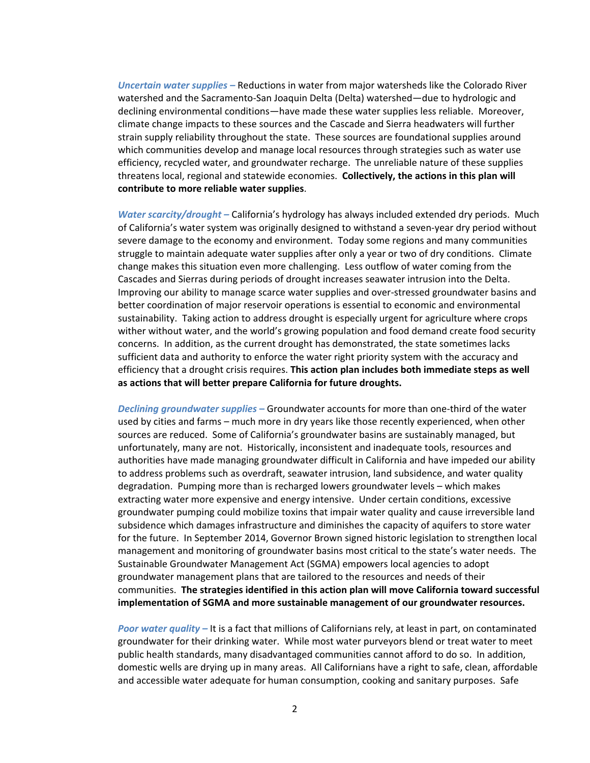***Uncertain water supplies –*** Reductions in water from major watersheds like the Colorado River watershed and the Sacramento-San Joaquin Delta (Delta) watershed—due to hydrologic and declining environmental conditions—have made these water supplies less reliable. Moreover, climate change impacts to these sources and the Cascade and Sierra headwaters will further strain supply reliability throughout the state. These sources are foundational supplies around which communities develop and manage local resources through strategies such as water use efficiency, recycled water, and groundwater recharge. The unreliable nature of these supplies threatens local, regional and statewide economies. **Collectively, the actions in this plan will contribute to more reliable water supplies**.

***Water scarcity/drought –*** California's hydrology has always included extended dry periods. Much of California's water system was originally designed to withstand a seven-year dry period without severe damage to the economy and environment. Today some regions and many communities struggle to maintain adequate water supplies after only a year or two of dry conditions. Climate change makes this situation even more challenging. Less outflow of water coming from the Cascades and Sierras during periods of drought increases seawater intrusion into the Delta. Improving our ability to manage scarce water supplies and over-stressed groundwater basins and better coordination of major reservoir operations is essential to economic and environmental sustainability. Taking action to address drought is especially urgent for agriculture where crops wither without water, and the world's growing population and food demand create food security concerns. In addition, as the current drought has demonstrated, the state sometimes lacks sufficient data and authority to enforce the water right priority system with the accuracy and efficiency that a drought crisis requires. **This action plan includes both immediate steps as well as actions that will better prepare California for future droughts.**

***Declining groundwater supplies –*** Groundwater accounts for more than one-third of the water used by cities and farms – much more in dry years like those recently experienced, when other sources are reduced. Some of California's groundwater basins are sustainably managed, but unfortunately, many are not. Historically, inconsistent and inadequate tools, resources and authorities have made managing groundwater difficult in California and have impeded our ability to address problems such as overdraft, seawater intrusion, land subsidence, and water quality degradation. Pumping more than is recharged lowers groundwater levels – which makes extracting water more expensive and energy intensive. Under certain conditions, excessive groundwater pumping could mobilize toxins that impair water quality and cause irreversible land subsidence which damages infrastructure and diminishes the capacity of aquifers to store water for the future. In September 2014, Governor Brown signed historic legislation to strengthen local management and monitoring of groundwater basins most critical to the state's water needs. The Sustainable Groundwater Management Act (SGMA) empowers local agencies to adopt groundwater management plans that are tailored to the resources and needs of their communities. **The strategies identified in this action plan will move California toward successful implementation of SGMA and more sustainable management of our groundwater resources.**

***Poor water quality –*** It is a fact that millions of Californians rely, at least in part, on contaminated groundwater for their drinking water. While most water purveyors blend or treat water to meet public health standards, many disadvantaged communities cannot afford to do so. In addition, domestic wells are drying up in many areas. All Californians have a right to safe, clean, affordable and accessible water adequate for human consumption, cooking and sanitary purposes. Safe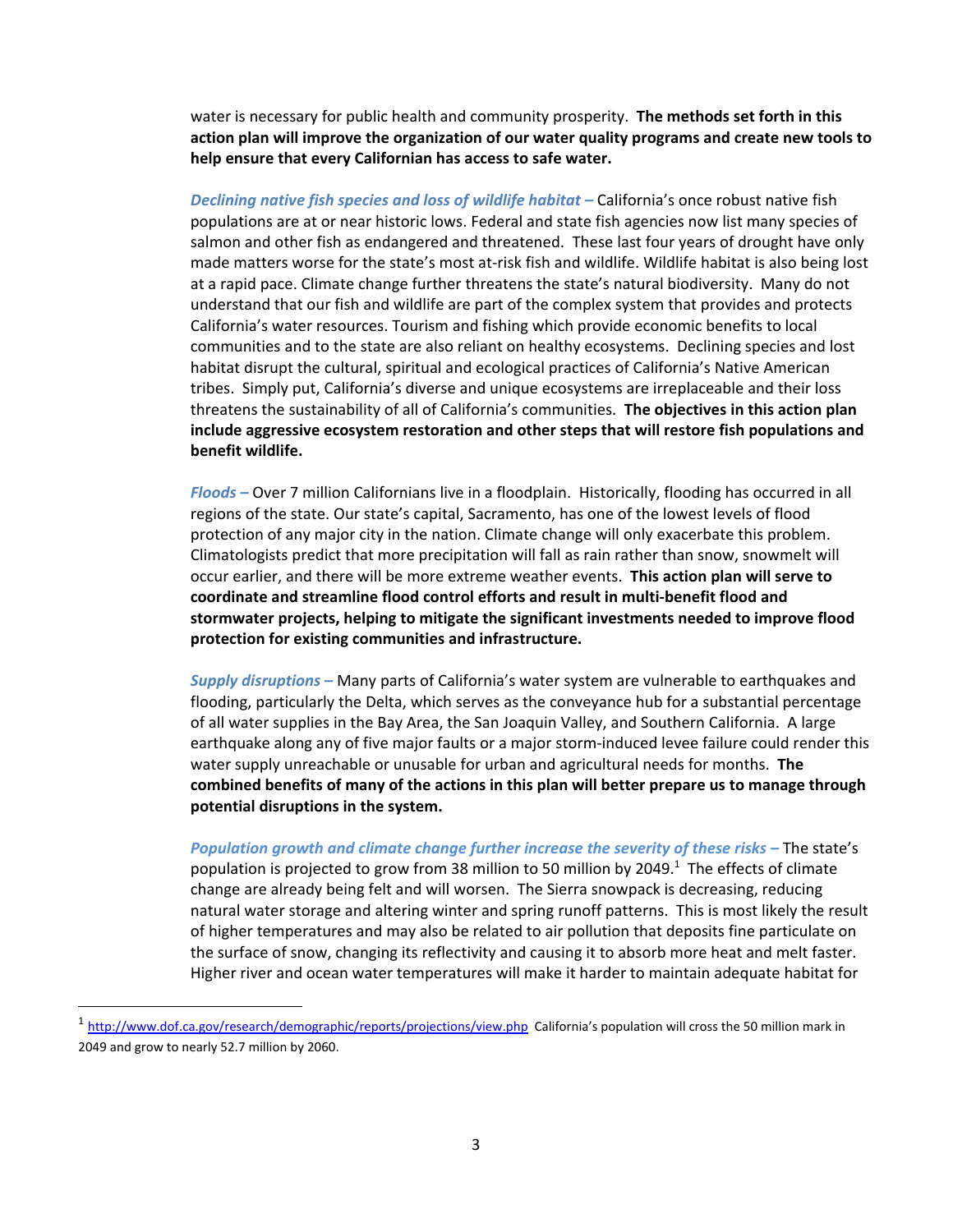water is necessary for public health and community prosperity. **The methods set forth in this action plan will improve the organization of our water quality programs and create new tools to help ensure that every Californian has access to safe water.**

***Declining native fish species and loss of wildlife habitat –*** California's once robust native fish populations are at or near historic lows. Federal and state fish agencies now list many species of salmon and other fish as endangered and threatened. These last four years of drought have only made matters worse for the state's most at-risk fish and wildlife. Wildlife habitat is also being lost at a rapid pace. Climate change further threatens the state's natural biodiversity. Many do not understand that our fish and wildlife are part of the complex system that provides and protects California's water resources. Tourism and fishing which provide economic benefits to local communities and to the state are also reliant on healthy ecosystems. Declining species and lost habitat disrupt the cultural, spiritual and ecological practices of California's Native American tribes. Simply put, California's diverse and unique ecosystems are irreplaceable and their loss threatens the sustainability of all of California's communities. **The objectives in this action plan include aggressive ecosystem restoration and other steps that will restore fish populations and benefit wildlife.**

***Floods –*** Over 7 million Californians live in a floodplain. Historically, flooding has occurred in all regions of the state. Our state's capital, Sacramento, has one of the lowest levels of flood protection of any major city in the nation. Climate change will only exacerbate this problem. Climatologists predict that more precipitation will fall as rain rather than snow, snowmelt will occur earlier, and there will be more extreme weather events. **This action plan will serve to coordinate and streamline flood control efforts and result in multi-benefit flood and stormwater projects, helping to mitigate the significant investments needed to improve flood protection for existing communities and infrastructure.**

***Supply disruptions –*** Many parts of California's water system are vulnerable to earthquakes and flooding, particularly the Delta, which serves as the conveyance hub for a substantial percentage of all water supplies in the Bay Area, the San Joaquin Valley, and Southern California. A large earthquake along any of five major faults or a major storm-induced levee failure could render this water supply unreachable or unusable for urban and agricultural needs for months. **The combined benefits of many of the actions in this plan will better prepare us to manage through potential disruptions in the system.**

***Population growth and climate change further increase the severity of these risks –*** The state's population is projected to grow from 38 million to 50 million by 2049.[1] The effects of climate change are already being felt and will worsen. The Sierra snowpack is decreasing, reducing natural water storage and altering winter and spring runoff patterns. This is most likely the result of higher temperatures and may also be related to air pollution that deposits fine particulate on the surface of snow, changing its reflectivity and causing it to absorb more heat and melt faster. Higher river and ocean water temperatures will make it harder to maintain adequate habitat for

---

[1] http://www.dof.ca.gov/research/demographic/reports/projections/view.php California's population will cross the 50 million mark in 2049 and grow to nearly 52.7 million by 2060.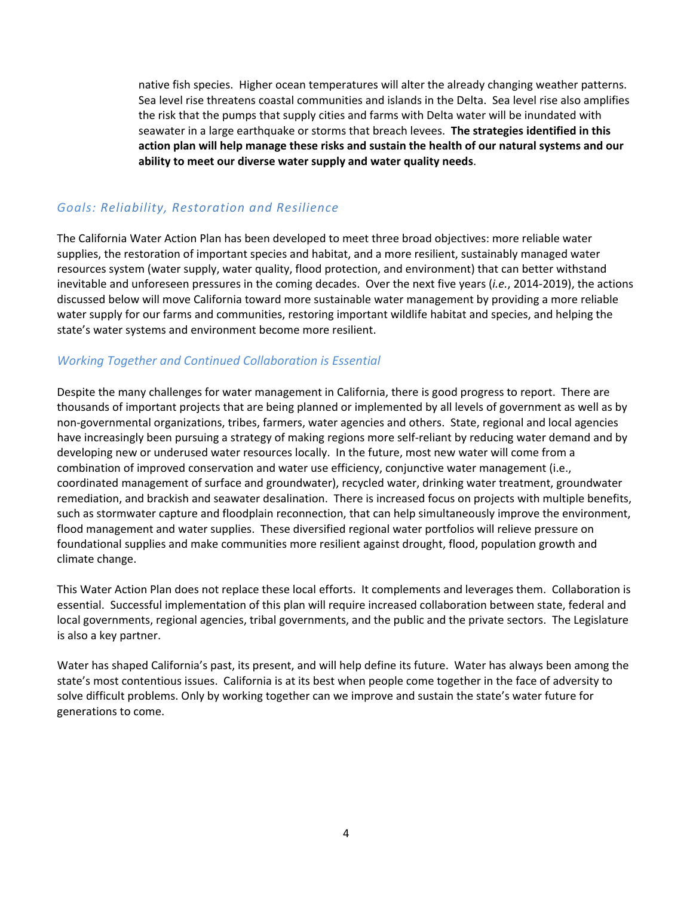native fish species. Higher ocean temperatures will alter the already changing weather patterns. Sea level rise threatens coastal communities and islands in the Delta. Sea level rise also amplifies the risk that the pumps that supply cities and farms with Delta water will be inundated with seawater in a large earthquake or storms that breach levees. **The strategies identified in this action plan will help manage these risks and sustain the health of our natural systems and our ability to meet our diverse water supply and water quality needs**.

### *Goals: Reliability, Restoration and Resilience*

The California Water Action Plan has been developed to meet three broad objectives: more reliable water supplies, the restoration of important species and habitat, and a more resilient, sustainably managed water resources system (water supply, water quality, flood protection, and environment) that can better withstand inevitable and unforeseen pressures in the coming decades. Over the next five years (*i.e.*, 2014-2019), the actions discussed below will move California toward more sustainable water management by providing a more reliable water supply for our farms and communities, restoring important wildlife habitat and species, and helping the state's water systems and environment become more resilient.

### *Working Together and Continued Collaboration is Essential*

Despite the many challenges for water management in California, there is good progress to report. There are thousands of important projects that are being planned or implemented by all levels of government as well as by non-governmental organizations, tribes, farmers, water agencies and others. State, regional and local agencies have increasingly been pursuing a strategy of making regions more self-reliant by reducing water demand and by developing new or underused water resources locally. In the future, most new water will come from a combination of improved conservation and water use efficiency, conjunctive water management (i.e., coordinated management of surface and groundwater), recycled water, drinking water treatment, groundwater remediation, and brackish and seawater desalination. There is increased focus on projects with multiple benefits, such as stormwater capture and floodplain reconnection, that can help simultaneously improve the environment, flood management and water supplies. These diversified regional water portfolios will relieve pressure on foundational supplies and make communities more resilient against drought, flood, population growth and climate change.

This Water Action Plan does not replace these local efforts. It complements and leverages them. Collaboration is essential. Successful implementation of this plan will require increased collaboration between state, federal and local governments, regional agencies, tribal governments, and the public and the private sectors. The Legislature is also a key partner.

Water has shaped California's past, its present, and will help define its future. Water has always been among the state's most contentious issues. California is at its best when people come together in the face of adversity to solve difficult problems. Only by working together can we improve and sustain the state's water future for generations to come.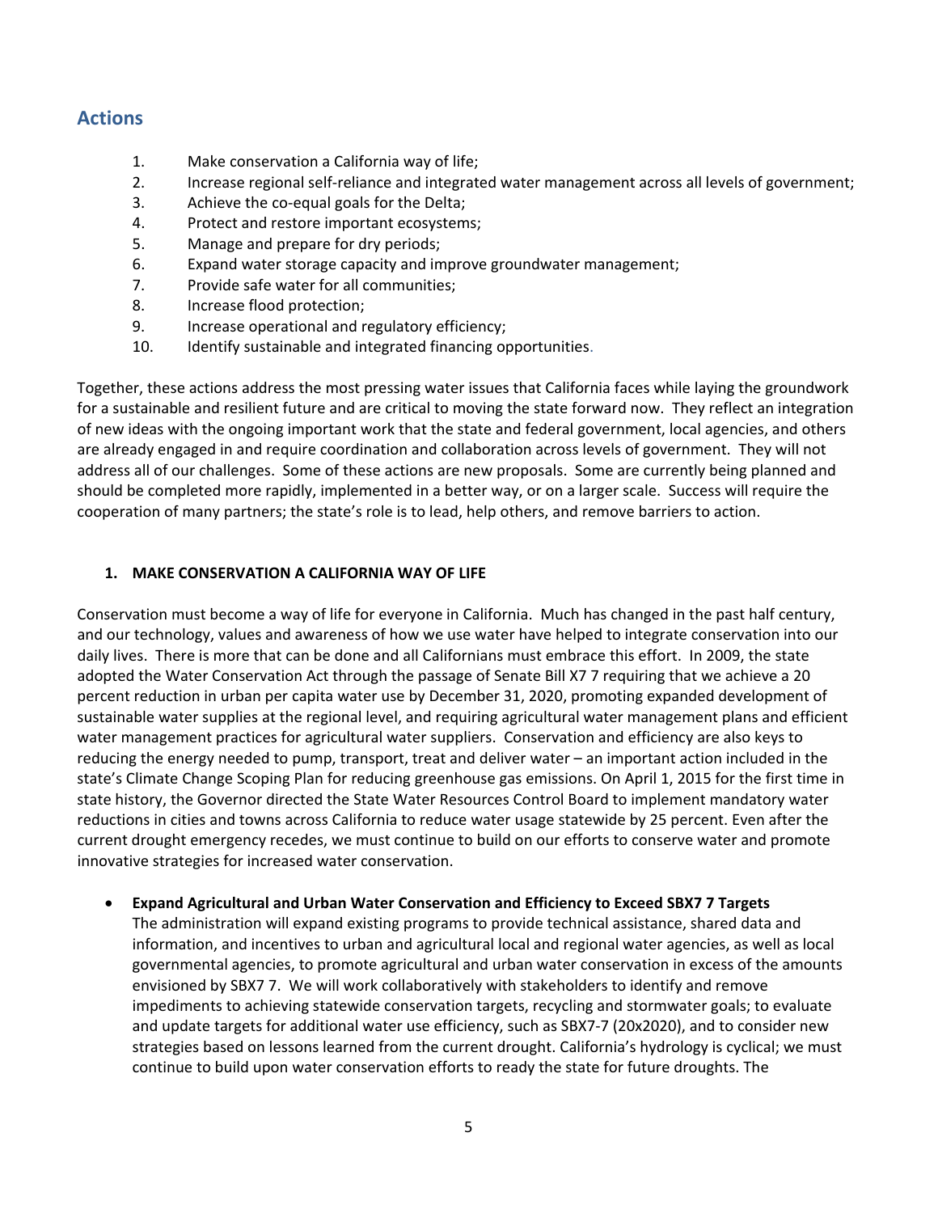## Actions

1. Make conservation a California way of life;
2. Increase regional self-reliance and integrated water management across all levels of government;
3. Achieve the co-equal goals for the Delta;
4. Protect and restore important ecosystems;
5. Manage and prepare for dry periods;
6. Expand water storage capacity and improve groundwater management;
7. Provide safe water for all communities;
8. Increase flood protection;
9. Increase operational and regulatory efficiency;
10. Identify sustainable and integrated financing opportunities.

Together, these actions address the most pressing water issues that California faces while laying the groundwork for a sustainable and resilient future and are critical to moving the state forward now. They reflect an integration of new ideas with the ongoing important work that the state and federal government, local agencies, and others are already engaged in and require coordination and collaboration across levels of government. They will not address all of our challenges. Some of these actions are new proposals. Some are currently being planned and should be completed more rapidly, implemented in a better way, or on a larger scale. Success will require the cooperation of many partners; the state's role is to lead, help others, and remove barriers to action.

### 1. MAKE CONSERVATION A CALIFORNIA WAY OF LIFE

Conservation must become a way of life for everyone in California. Much has changed in the past half century, and our technology, values and awareness of how we use water have helped to integrate conservation into our daily lives. There is more that can be done and all Californians must embrace this effort. In 2009, the state adopted the Water Conservation Act through the passage of Senate Bill X7 7 requiring that we achieve a 20 percent reduction in urban per capita water use by December 31, 2020, promoting expanded development of sustainable water supplies at the regional level, and requiring agricultural water management plans and efficient water management practices for agricultural water suppliers. Conservation and efficiency are also keys to reducing the energy needed to pump, transport, treat and deliver water – an important action included in the state's Climate Change Scoping Plan for reducing greenhouse gas emissions. On April 1, 2015 for the first time in state history, the Governor directed the State Water Resources Control Board to implement mandatory water reductions in cities and towns across California to reduce water usage statewide by 25 percent. Even after the current drought emergency recedes, we must continue to build on our efforts to conserve water and promote innovative strategies for increased water conservation.

- **Expand Agricultural and Urban Water Conservation and Efficiency to Exceed SBX7 7 Targets**
  The administration will expand existing programs to provide technical assistance, shared data and information, and incentives to urban and agricultural local and regional water agencies, as well as local governmental agencies, to promote agricultural and urban water conservation in excess of the amounts envisioned by SBX7 7. We will work collaboratively with stakeholders to identify and remove impediments to achieving statewide conservation targets, recycling and stormwater goals; to evaluate and update targets for additional water use efficiency, such as SBX7-7 (20x2020), and to consider new strategies based on lessons learned from the current drought. California's hydrology is cyclical; we must continue to build upon water conservation efforts to ready the state for future droughts. The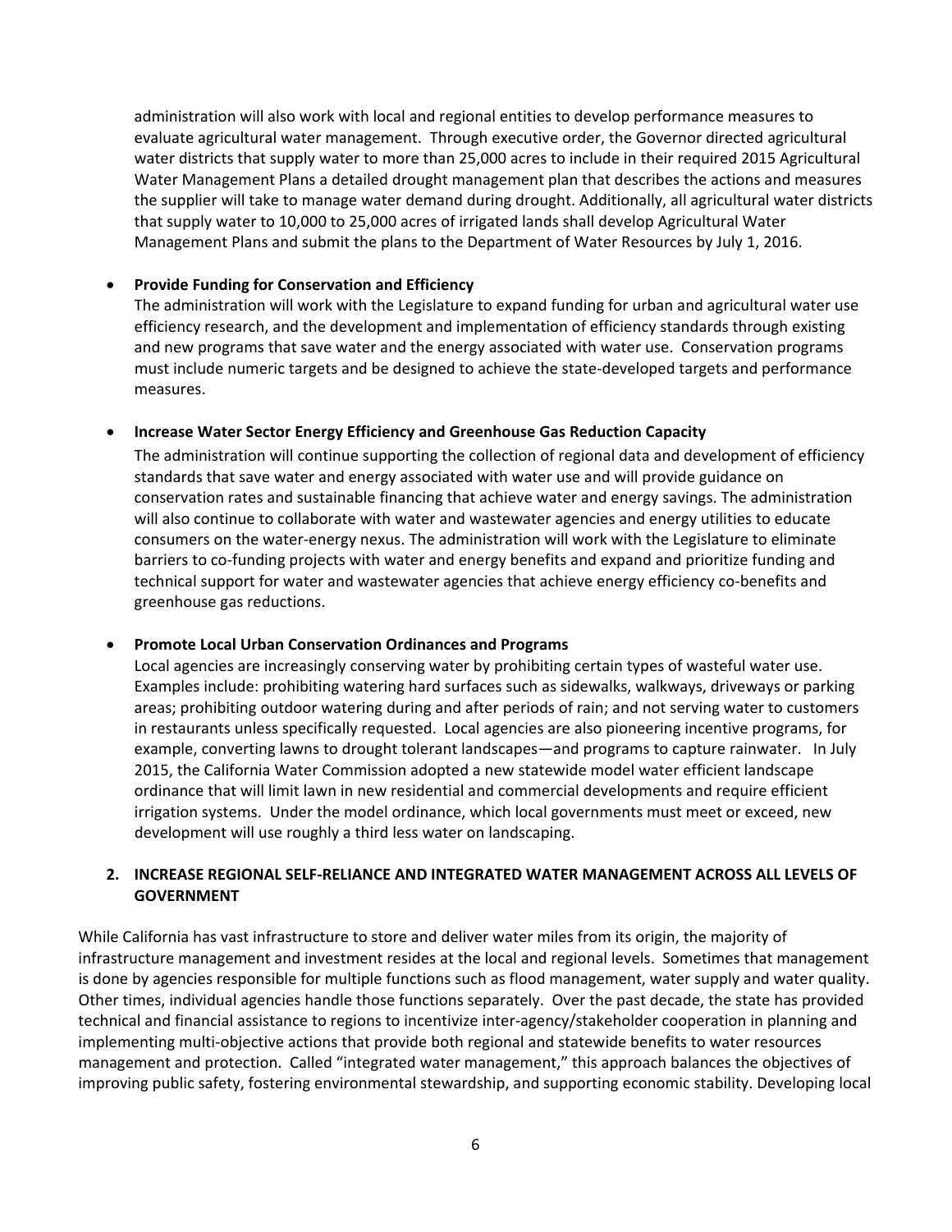administration will also work with local and regional entities to develop performance measures to evaluate agricultural water management. Through executive order, the Governor directed agricultural water districts that supply water to more than 25,000 acres to include in their required 2015 Agricultural Water Management Plans a detailed drought management plan that describes the actions and measures the supplier will take to manage water demand during drought. Additionally, all agricultural water districts that supply water to 10,000 to 25,000 acres of irrigated lands shall develop Agricultural Water Management Plans and submit the plans to the Department of Water Resources by July 1, 2016.

- **Provide Funding for Conservation and Efficiency**
  The administration will work with the Legislature to expand funding for urban and agricultural water use efficiency research, and the development and implementation of efficiency standards through existing and new programs that save water and the energy associated with water use. Conservation programs must include numeric targets and be designed to achieve the state-developed targets and performance measures.

- **Increase Water Sector Energy Efficiency and Greenhouse Gas Reduction Capacity**
  The administration will continue supporting the collection of regional data and development of efficiency standards that save water and energy associated with water use and will provide guidance on conservation rates and sustainable financing that achieve water and energy savings. The administration will also continue to collaborate with water and wastewater agencies and energy utilities to educate consumers on the water-energy nexus. The administration will work with the Legislature to eliminate barriers to co-funding projects with water and energy benefits and expand and prioritize funding and technical support for water and wastewater agencies that achieve energy efficiency co-benefits and greenhouse gas reductions.

- **Promote Local Urban Conservation Ordinances and Programs**
  Local agencies are increasingly conserving water by prohibiting certain types of wasteful water use. Examples include: prohibiting watering hard surfaces such as sidewalks, walkways, driveways or parking areas; prohibiting outdoor watering during and after periods of rain; and not serving water to customers in restaurants unless specifically requested. Local agencies are also pioneering incentive programs, for example, converting lawns to drought tolerant landscapes—and programs to capture rainwater. In July 2015, the California Water Commission adopted a new statewide model water efficient landscape ordinance that will limit lawn in new residential and commercial developments and require efficient irrigation systems. Under the model ordinance, which local governments must meet or exceed, new development will use roughly a third less water on landscaping.

## 2. INCREASE REGIONAL SELF-RELIANCE AND INTEGRATED WATER MANAGEMENT ACROSS ALL LEVELS OF GOVERNMENT

While California has vast infrastructure to store and deliver water miles from its origin, the majority of infrastructure management and investment resides at the local and regional levels. Sometimes that management is done by agencies responsible for multiple functions such as flood management, water supply and water quality. Other times, individual agencies handle those functions separately. Over the past decade, the state has provided technical and financial assistance to regions to incentivize inter-agency/stakeholder cooperation in planning and implementing multi-objective actions that provide both regional and statewide benefits to water resources management and protection. Called "integrated water management," this approach balances the objectives of improving public safety, fostering environmental stewardship, and supporting economic stability. Developing local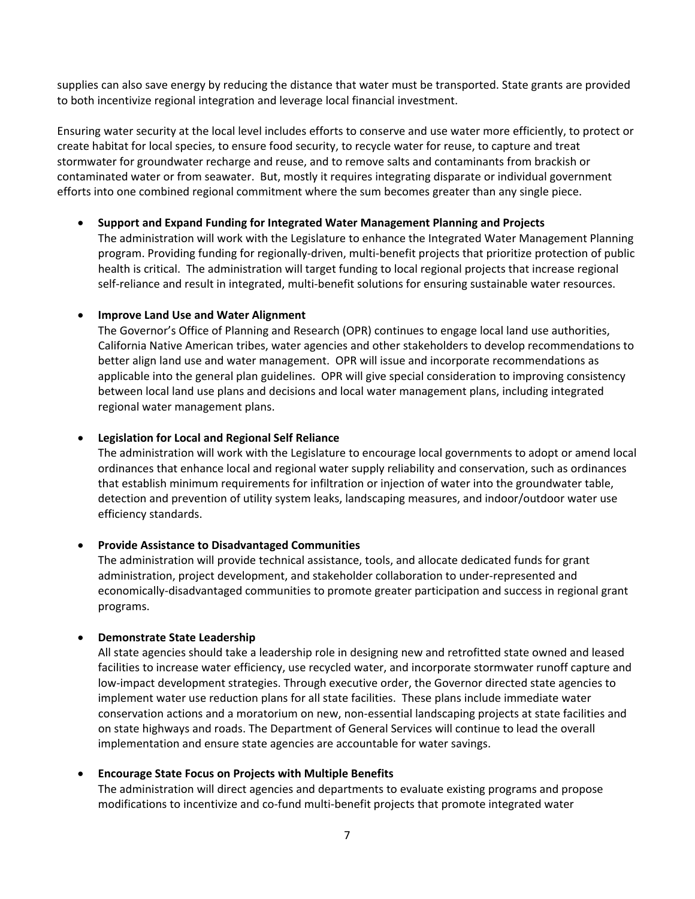supplies can also save energy by reducing the distance that water must be transported. State grants are provided to both incentivize regional integration and leverage local financial investment.

Ensuring water security at the local level includes efforts to conserve and use water more efficiently, to protect or create habitat for local species, to ensure food security, to recycle water for reuse, to capture and treat stormwater for groundwater recharge and reuse, and to remove salts and contaminants from brackish or contaminated water or from seawater. But, mostly it requires integrating disparate or individual government efforts into one combined regional commitment where the sum becomes greater than any single piece.

- **Support and Expand Funding for Integrated Water Management Planning and Projects**
  The administration will work with the Legislature to enhance the Integrated Water Management Planning program. Providing funding for regionally-driven, multi-benefit projects that prioritize protection of public health is critical. The administration will target funding to local regional projects that increase regional self-reliance and result in integrated, multi-benefit solutions for ensuring sustainable water resources.

- **Improve Land Use and Water Alignment**
  The Governor's Office of Planning and Research (OPR) continues to engage local land use authorities, California Native American tribes, water agencies and other stakeholders to develop recommendations to better align land use and water management. OPR will issue and incorporate recommendations as applicable into the general plan guidelines. OPR will give special consideration to improving consistency between local land use plans and decisions and local water management plans, including integrated regional water management plans.

- **Legislation for Local and Regional Self Reliance**
  The administration will work with the Legislature to encourage local governments to adopt or amend local ordinances that enhance local and regional water supply reliability and conservation, such as ordinances that establish minimum requirements for infiltration or injection of water into the groundwater table, detection and prevention of utility system leaks, landscaping measures, and indoor/outdoor water use efficiency standards.

- **Provide Assistance to Disadvantaged Communities**
  The administration will provide technical assistance, tools, and allocate dedicated funds for grant administration, project development, and stakeholder collaboration to under-represented and economically-disadvantaged communities to promote greater participation and success in regional grant programs.

- **Demonstrate State Leadership**
  All state agencies should take a leadership role in designing new and retrofitted state owned and leased facilities to increase water efficiency, use recycled water, and incorporate stormwater runoff capture and low-impact development strategies. Through executive order, the Governor directed state agencies to implement water use reduction plans for all state facilities. These plans include immediate water conservation actions and a moratorium on new, non-essential landscaping projects at state facilities and on state highways and roads. The Department of General Services will continue to lead the overall implementation and ensure state agencies are accountable for water savings.

- **Encourage State Focus on Projects with Multiple Benefits**
  The administration will direct agencies and departments to evaluate existing programs and propose modifications to incentivize and co-fund multi-benefit projects that promote integrated water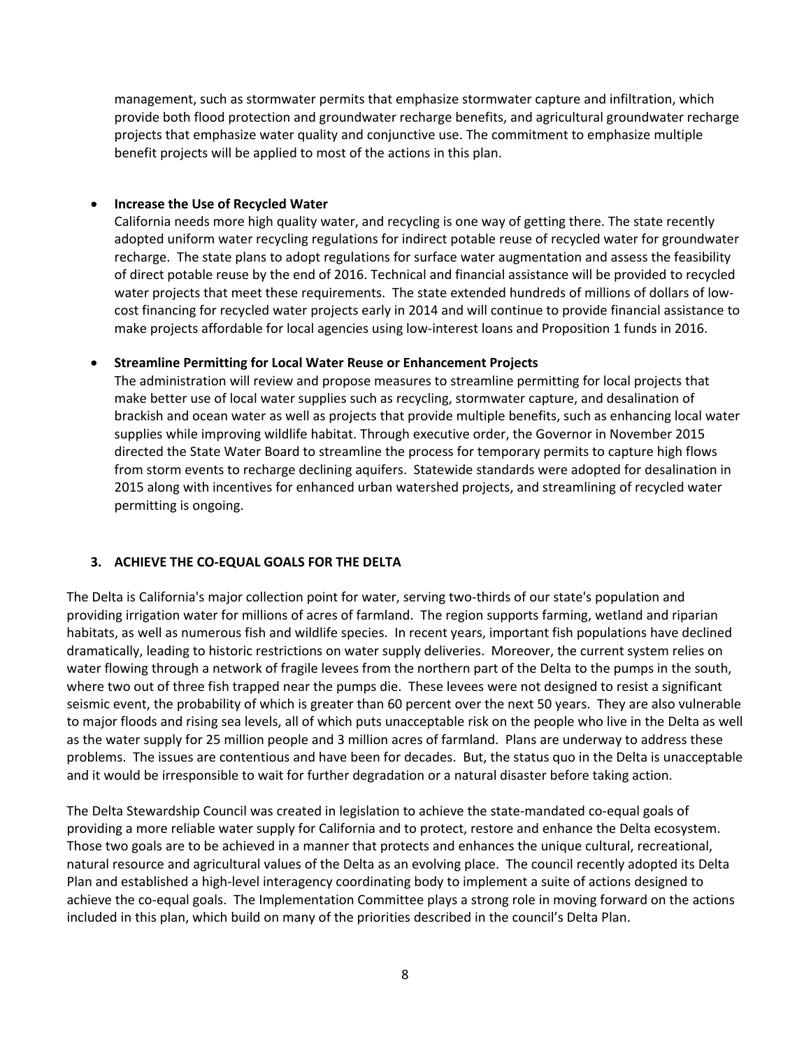management, such as stormwater permits that emphasize stormwater capture and infiltration, which provide both flood protection and groundwater recharge benefits, and agricultural groundwater recharge projects that emphasize water quality and conjunctive use. The commitment to emphasize multiple benefit projects will be applied to most of the actions in this plan.

- **Increase the Use of Recycled Water**
  California needs more high quality water, and recycling is one way of getting there. The state recently adopted uniform water recycling regulations for indirect potable reuse of recycled water for groundwater recharge. The state plans to adopt regulations for surface water augmentation and assess the feasibility of direct potable reuse by the end of 2016. Technical and financial assistance will be provided to recycled water projects that meet these requirements. The state extended hundreds of millions of dollars of low-cost financing for recycled water projects early in 2014 and will continue to provide financial assistance to make projects affordable for local agencies using low-interest loans and Proposition 1 funds in 2016.

- **Streamline Permitting for Local Water Reuse or Enhancement Projects**
  The administration will review and propose measures to streamline permitting for local projects that make better use of local water supplies such as recycling, stormwater capture, and desalination of brackish and ocean water as well as projects that provide multiple benefits, such as enhancing local water supplies while improving wildlife habitat. Through executive order, the Governor in November 2015 directed the State Water Board to streamline the process for temporary permits to capture high flows from storm events to recharge declining aquifers. Statewide standards were adopted for desalination in 2015 along with incentives for enhanced urban watershed projects, and streamlining of recycled water permitting is ongoing.

## 3. ACHIEVE THE CO-EQUAL GOALS FOR THE DELTA

The Delta is California's major collection point for water, serving two-thirds of our state's population and providing irrigation water for millions of acres of farmland. The region supports farming, wetland and riparian habitats, as well as numerous fish and wildlife species. In recent years, important fish populations have declined dramatically, leading to historic restrictions on water supply deliveries. Moreover, the current system relies on water flowing through a network of fragile levees from the northern part of the Delta to the pumps in the south, where two out of three fish trapped near the pumps die. These levees were not designed to resist a significant seismic event, the probability of which is greater than 60 percent over the next 50 years. They are also vulnerable to major floods and rising sea levels, all of which puts unacceptable risk on the people who live in the Delta as well as the water supply for 25 million people and 3 million acres of farmland. Plans are underway to address these problems. The issues are contentious and have been for decades. But, the status quo in the Delta is unacceptable and it would be irresponsible to wait for further degradation or a natural disaster before taking action.

The Delta Stewardship Council was created in legislation to achieve the state-mandated co-equal goals of providing a more reliable water supply for California and to protect, restore and enhance the Delta ecosystem. Those two goals are to be achieved in a manner that protects and enhances the unique cultural, recreational, natural resource and agricultural values of the Delta as an evolving place. The council recently adopted its Delta Plan and established a high-level interagency coordinating body to implement a suite of actions designed to achieve the co-equal goals. The Implementation Committee plays a strong role in moving forward on the actions included in this plan, which build on many of the priorities described in the council's Delta Plan.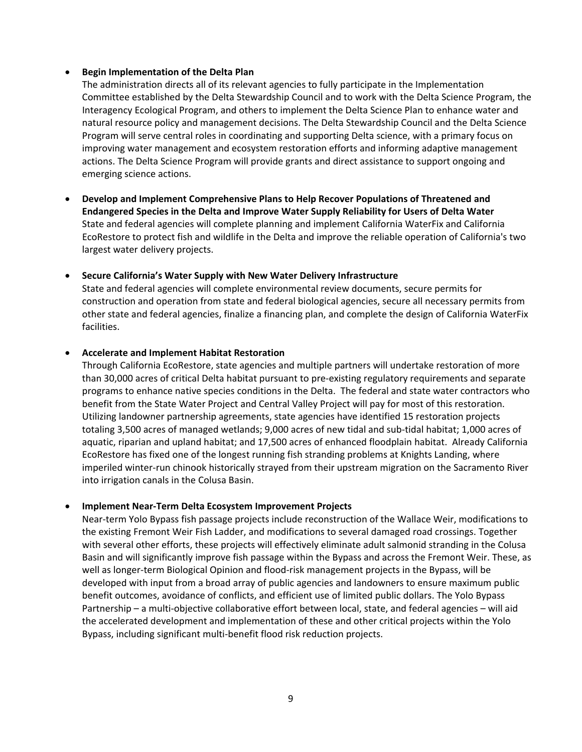- **Begin Implementation of the Delta Plan**
  The administration directs all of its relevant agencies to fully participate in the Implementation Committee established by the Delta Stewardship Council and to work with the Delta Science Program, the Interagency Ecological Program, and others to implement the Delta Science Plan to enhance water and natural resource policy and management decisions. The Delta Stewardship Council and the Delta Science Program will serve central roles in coordinating and supporting Delta science, with a primary focus on improving water management and ecosystem restoration efforts and informing adaptive management actions. The Delta Science Program will provide grants and direct assistance to support ongoing and emerging science actions.

- **Develop and Implement Comprehensive Plans to Help Recover Populations of Threatened and Endangered Species in the Delta and Improve Water Supply Reliability for Users of Delta Water**
  State and federal agencies will complete planning and implement California WaterFix and California EcoRestore to protect fish and wildlife in the Delta and improve the reliable operation of California's two largest water delivery projects.

- **Secure California's Water Supply with New Water Delivery Infrastructure**
  State and federal agencies will complete environmental review documents, secure permits for construction and operation from state and federal biological agencies, secure all necessary permits from other state and federal agencies, finalize a financing plan, and complete the design of California WaterFix facilities.

- **Accelerate and Implement Habitat Restoration**
  Through California EcoRestore, state agencies and multiple partners will undertake restoration of more than 30,000 acres of critical Delta habitat pursuant to pre-existing regulatory requirements and separate programs to enhance native species conditions in the Delta. The federal and state water contractors who benefit from the State Water Project and Central Valley Project will pay for most of this restoration. Utilizing landowner partnership agreements, state agencies have identified 15 restoration projects totaling 3,500 acres of managed wetlands; 9,000 acres of new tidal and sub-tidal habitat; 1,000 acres of aquatic, riparian and upland habitat; and 17,500 acres of enhanced floodplain habitat. Already California EcoRestore has fixed one of the longest running fish stranding problems at Knights Landing, where imperiled winter-run chinook historically strayed from their upstream migration on the Sacramento River into irrigation canals in the Colusa Basin.

- **Implement Near-Term Delta Ecosystem Improvement Projects**
  Near-term Yolo Bypass fish passage projects include reconstruction of the Wallace Weir, modifications to the existing Fremont Weir Fish Ladder, and modifications to several damaged road crossings. Together with several other efforts, these projects will effectively eliminate adult salmonid stranding in the Colusa Basin and will significantly improve fish passage within the Bypass and across the Fremont Weir. These, as well as longer-term Biological Opinion and flood-risk management projects in the Bypass, will be developed with input from a broad array of public agencies and landowners to ensure maximum public benefit outcomes, avoidance of conflicts, and efficient use of limited public dollars. The Yolo Bypass Partnership – a multi-objective collaborative effort between local, state, and federal agencies – will aid the accelerated development and implementation of these and other critical projects within the Yolo Bypass, including significant multi-benefit flood risk reduction projects.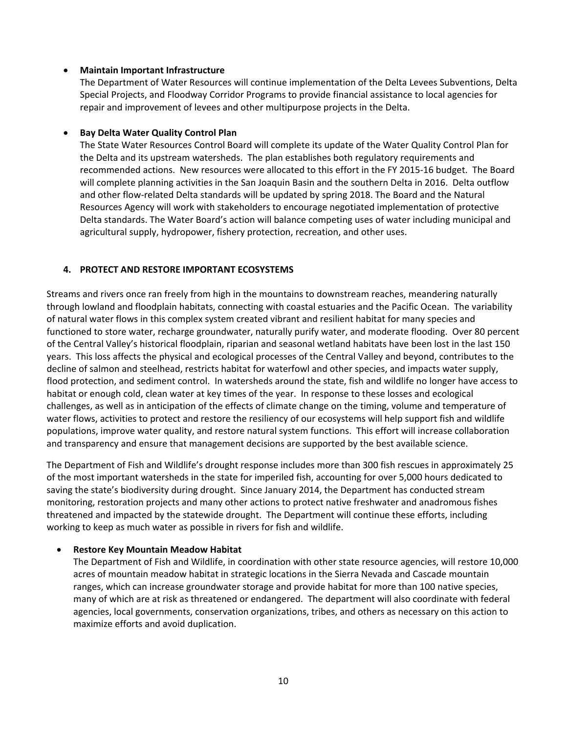- **Maintain Important Infrastructure**
  The Department of Water Resources will continue implementation of the Delta Levees Subventions, Delta Special Projects, and Floodway Corridor Programs to provide financial assistance to local agencies for repair and improvement of levees and other multipurpose projects in the Delta.

- **Bay Delta Water Quality Control Plan**
  The State Water Resources Control Board will complete its update of the Water Quality Control Plan for the Delta and its upstream watersheds. The plan establishes both regulatory requirements and recommended actions. New resources were allocated to this effort in the FY 2015-16 budget. The Board will complete planning activities in the San Joaquin Basin and the southern Delta in 2016. Delta outflow and other flow-related Delta standards will be updated by spring 2018. The Board and the Natural Resources Agency will work with stakeholders to encourage negotiated implementation of protective Delta standards. The Water Board's action will balance competing uses of water including municipal and agricultural supply, hydropower, fishery protection, recreation, and other uses.

## 4. PROTECT AND RESTORE IMPORTANT ECOSYSTEMS

Streams and rivers once ran freely from high in the mountains to downstream reaches, meandering naturally through lowland and floodplain habitats, connecting with coastal estuaries and the Pacific Ocean. The variability of natural water flows in this complex system created vibrant and resilient habitat for many species and functioned to store water, recharge groundwater, naturally purify water, and moderate flooding. Over 80 percent of the Central Valley's historical floodplain, riparian and seasonal wetland habitats have been lost in the last 150 years. This loss affects the physical and ecological processes of the Central Valley and beyond, contributes to the decline of salmon and steelhead, restricts habitat for waterfowl and other species, and impacts water supply, flood protection, and sediment control. In watersheds around the state, fish and wildlife no longer have access to habitat or enough cold, clean water at key times of the year. In response to these losses and ecological challenges, as well as in anticipation of the effects of climate change on the timing, volume and temperature of water flows, activities to protect and restore the resiliency of our ecosystems will help support fish and wildlife populations, improve water quality, and restore natural system functions. This effort will increase collaboration and transparency and ensure that management decisions are supported by the best available science.

The Department of Fish and Wildlife's drought response includes more than 300 fish rescues in approximately 25 of the most important watersheds in the state for imperiled fish, accounting for over 5,000 hours dedicated to saving the state's biodiversity during drought. Since January 2014, the Department has conducted stream monitoring, restoration projects and many other actions to protect native freshwater and anadromous fishes threatened and impacted by the statewide drought. The Department will continue these efforts, including working to keep as much water as possible in rivers for fish and wildlife.

- **Restore Key Mountain Meadow Habitat**
  The Department of Fish and Wildlife, in coordination with other state resource agencies, will restore 10,000 acres of mountain meadow habitat in strategic locations in the Sierra Nevada and Cascade mountain ranges, which can increase groundwater storage and provide habitat for more than 100 native species, many of which are at risk as threatened or endangered. The department will also coordinate with federal agencies, local governments, conservation organizations, tribes, and others as necessary on this action to maximize efforts and avoid duplication.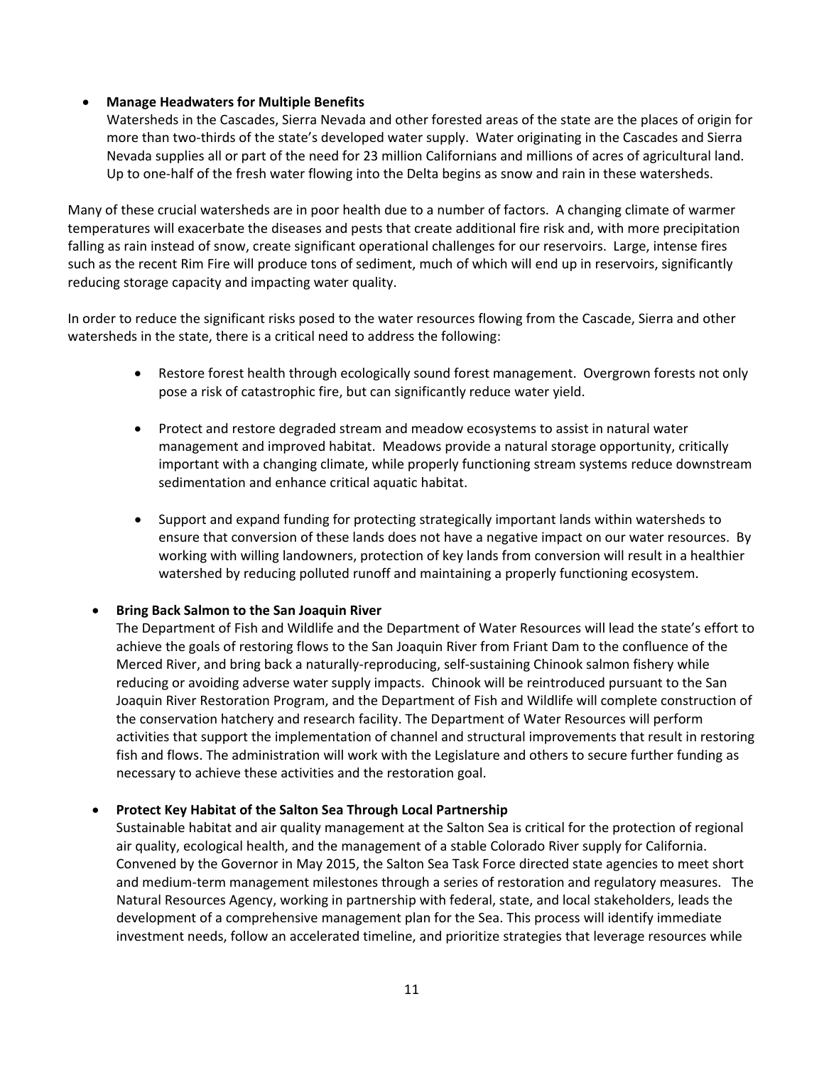- **Manage Headwaters for Multiple Benefits**
  Watersheds in the Cascades, Sierra Nevada and other forested areas of the state are the places of origin for more than two-thirds of the state's developed water supply. Water originating in the Cascades and Sierra Nevada supplies all or part of the need for 23 million Californians and millions of acres of agricultural land. Up to one-half of the fresh water flowing into the Delta begins as snow and rain in these watersheds.

Many of these crucial watersheds are in poor health due to a number of factors. A changing climate of warmer temperatures will exacerbate the diseases and pests that create additional fire risk and, with more precipitation falling as rain instead of snow, create significant operational challenges for our reservoirs. Large, intense fires such as the recent Rim Fire will produce tons of sediment, much of which will end up in reservoirs, significantly reducing storage capacity and impacting water quality.

In order to reduce the significant risks posed to the water resources flowing from the Cascade, Sierra and other watersheds in the state, there is a critical need to address the following:

- Restore forest health through ecologically sound forest management. Overgrown forests not only pose a risk of catastrophic fire, but can significantly reduce water yield.
- Protect and restore degraded stream and meadow ecosystems to assist in natural water management and improved habitat. Meadows provide a natural storage opportunity, critically important with a changing climate, while properly functioning stream systems reduce downstream sedimentation and enhance critical aquatic habitat.
- Support and expand funding for protecting strategically important lands within watersheds to ensure that conversion of these lands does not have a negative impact on our water resources. By working with willing landowners, protection of key lands from conversion will result in a healthier watershed by reducing polluted runoff and maintaining a properly functioning ecosystem.

- **Bring Back Salmon to the San Joaquin River**
  The Department of Fish and Wildlife and the Department of Water Resources will lead the state's effort to achieve the goals of restoring flows to the San Joaquin River from Friant Dam to the confluence of the Merced River, and bring back a naturally-reproducing, self-sustaining Chinook salmon fishery while reducing or avoiding adverse water supply impacts. Chinook will be reintroduced pursuant to the San Joaquin River Restoration Program, and the Department of Fish and Wildlife will complete construction of the conservation hatchery and research facility. The Department of Water Resources will perform activities that support the implementation of channel and structural improvements that result in restoring fish and flows. The administration will work with the Legislature and others to secure further funding as necessary to achieve these activities and the restoration goal.

- **Protect Key Habitat of the Salton Sea Through Local Partnership**
  Sustainable habitat and air quality management at the Salton Sea is critical for the protection of regional air quality, ecological health, and the management of a stable Colorado River supply for California. Convened by the Governor in May 2015, the Salton Sea Task Force directed state agencies to meet short and medium-term management milestones through a series of restoration and regulatory measures. The Natural Resources Agency, working in partnership with federal, state, and local stakeholders, leads the development of a comprehensive management plan for the Sea. This process will identify immediate investment needs, follow an accelerated timeline, and prioritize strategies that leverage resources while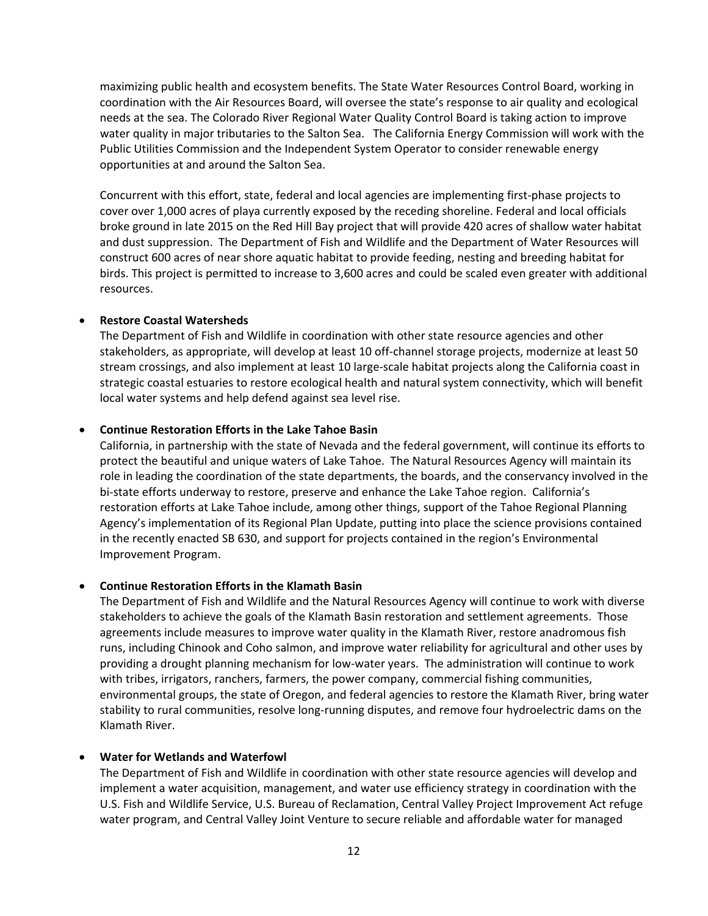maximizing public health and ecosystem benefits. The State Water Resources Control Board, working in coordination with the Air Resources Board, will oversee the state's response to air quality and ecological needs at the sea. The Colorado River Regional Water Quality Control Board is taking action to improve water quality in major tributaries to the Salton Sea. The California Energy Commission will work with the Public Utilities Commission and the Independent System Operator to consider renewable energy opportunities at and around the Salton Sea.

Concurrent with this effort, state, federal and local agencies are implementing first-phase projects to cover over 1,000 acres of playa currently exposed by the receding shoreline. Federal and local officials broke ground in late 2015 on the Red Hill Bay project that will provide 420 acres of shallow water habitat and dust suppression. The Department of Fish and Wildlife and the Department of Water Resources will construct 600 acres of near shore aquatic habitat to provide feeding, nesting and breeding habitat for birds. This project is permitted to increase to 3,600 acres and could be scaled even greater with additional resources.

- **Restore Coastal Watersheds**
  The Department of Fish and Wildlife in coordination with other state resource agencies and other stakeholders, as appropriate, will develop at least 10 off-channel storage projects, modernize at least 50 stream crossings, and also implement at least 10 large-scale habitat projects along the California coast in strategic coastal estuaries to restore ecological health and natural system connectivity, which will benefit local water systems and help defend against sea level rise.

- **Continue Restoration Efforts in the Lake Tahoe Basin**
  California, in partnership with the state of Nevada and the federal government, will continue its efforts to protect the beautiful and unique waters of Lake Tahoe. The Natural Resources Agency will maintain its role in leading the coordination of the state departments, the boards, and the conservancy involved in the bi-state efforts underway to restore, preserve and enhance the Lake Tahoe region. California's restoration efforts at Lake Tahoe include, among other things, support of the Tahoe Regional Planning Agency's implementation of its Regional Plan Update, putting into place the science provisions contained in the recently enacted SB 630, and support for projects contained in the region's Environmental Improvement Program.

- **Continue Restoration Efforts in the Klamath Basin**
  The Department of Fish and Wildlife and the Natural Resources Agency will continue to work with diverse stakeholders to achieve the goals of the Klamath Basin restoration and settlement agreements. Those agreements include measures to improve water quality in the Klamath River, restore anadromous fish runs, including Chinook and Coho salmon, and improve water reliability for agricultural and other uses by providing a drought planning mechanism for low-water years. The administration will continue to work with tribes, irrigators, ranchers, farmers, the power company, commercial fishing communities, environmental groups, the state of Oregon, and federal agencies to restore the Klamath River, bring water stability to rural communities, resolve long-running disputes, and remove four hydroelectric dams on the Klamath River.

- **Water for Wetlands and Waterfowl**
  The Department of Fish and Wildlife in coordination with other state resource agencies will develop and implement a water acquisition, management, and water use efficiency strategy in coordination with the U.S. Fish and Wildlife Service, U.S. Bureau of Reclamation, Central Valley Project Improvement Act refuge water program, and Central Valley Joint Venture to secure reliable and affordable water for managed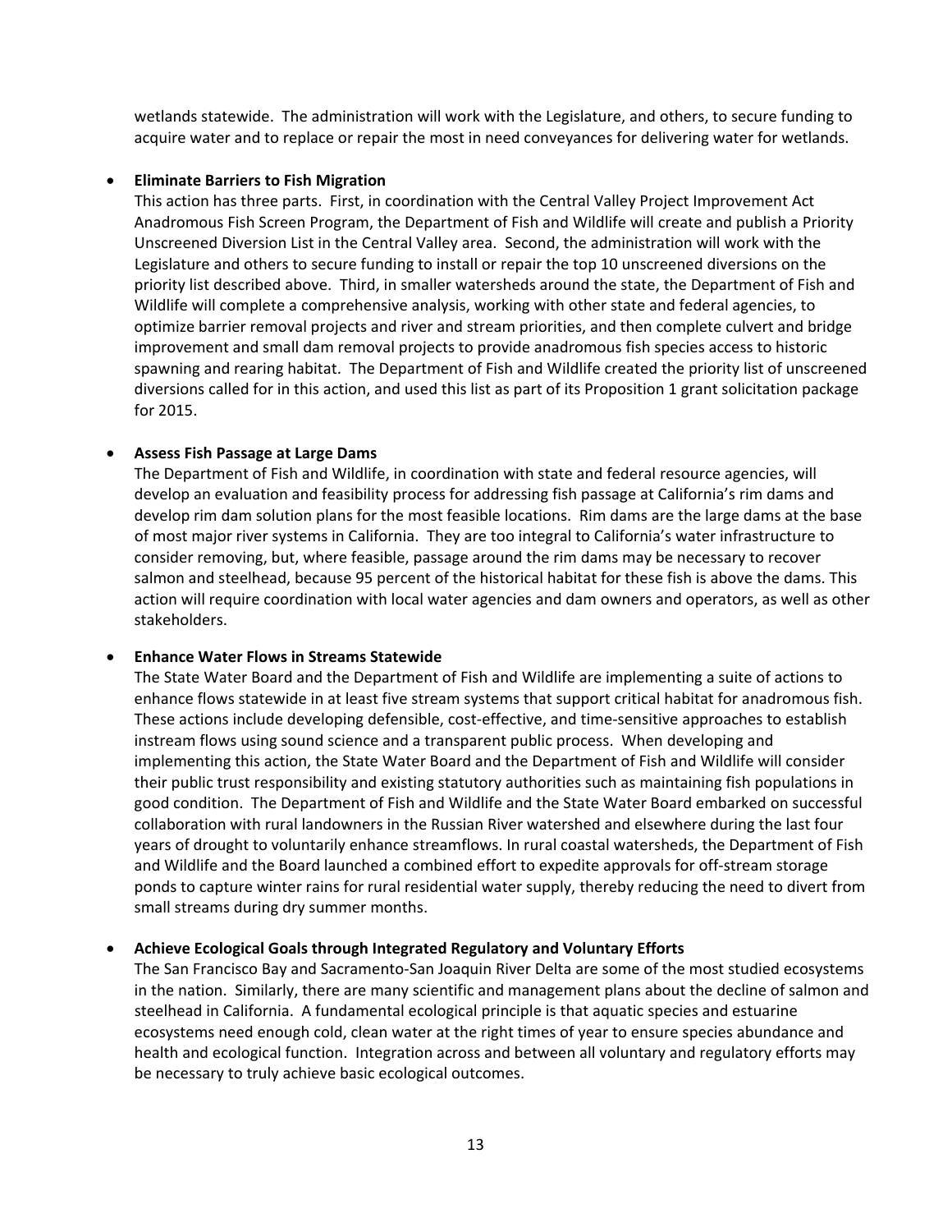wetlands statewide. The administration will work with the Legislature, and others, to secure funding to acquire water and to replace or repair the most in need conveyances for delivering water for wetlands.

- **Eliminate Barriers to Fish Migration**
  This action has three parts. First, in coordination with the Central Valley Project Improvement Act Anadromous Fish Screen Program, the Department of Fish and Wildlife will create and publish a Priority Unscreened Diversion List in the Central Valley area. Second, the administration will work with the Legislature and others to secure funding to install or repair the top 10 unscreened diversions on the priority list described above. Third, in smaller watersheds around the state, the Department of Fish and Wildlife will complete a comprehensive analysis, working with other state and federal agencies, to optimize barrier removal projects and river and stream priorities, and then complete culvert and bridge improvement and small dam removal projects to provide anadromous fish species access to historic spawning and rearing habitat. The Department of Fish and Wildlife created the priority list of unscreened diversions called for in this action, and used this list as part of its Proposition 1 grant solicitation package for 2015.

- **Assess Fish Passage at Large Dams**
  The Department of Fish and Wildlife, in coordination with state and federal resource agencies, will develop an evaluation and feasibility process for addressing fish passage at California's rim dams and develop rim dam solution plans for the most feasible locations. Rim dams are the large dams at the base of most major river systems in California. They are too integral to California's water infrastructure to consider removing, but, where feasible, passage around the rim dams may be necessary to recover salmon and steelhead, because 95 percent of the historical habitat for these fish is above the dams. This action will require coordination with local water agencies and dam owners and operators, as well as other stakeholders.

- **Enhance Water Flows in Streams Statewide**
  The State Water Board and the Department of Fish and Wildlife are implementing a suite of actions to enhance flows statewide in at least five stream systems that support critical habitat for anadromous fish. These actions include developing defensible, cost-effective, and time-sensitive approaches to establish instream flows using sound science and a transparent public process. When developing and implementing this action, the State Water Board and the Department of Fish and Wildlife will consider their public trust responsibility and existing statutory authorities such as maintaining fish populations in good condition. The Department of Fish and Wildlife and the State Water Board embarked on successful collaboration with rural landowners in the Russian River watershed and elsewhere during the last four years of drought to voluntarily enhance streamflows. In rural coastal watersheds, the Department of Fish and Wildlife and the Board launched a combined effort to expedite approvals for off-stream storage ponds to capture winter rains for rural residential water supply, thereby reducing the need to divert from small streams during dry summer months.

- **Achieve Ecological Goals through Integrated Regulatory and Voluntary Efforts**
  The San Francisco Bay and Sacramento-San Joaquin River Delta are some of the most studied ecosystems in the nation. Similarly, there are many scientific and management plans about the decline of salmon and steelhead in California. A fundamental ecological principle is that aquatic species and estuarine ecosystems need enough cold, clean water at the right times of year to ensure species abundance and health and ecological function. Integration across and between all voluntary and regulatory efforts may be necessary to truly achieve basic ecological outcomes.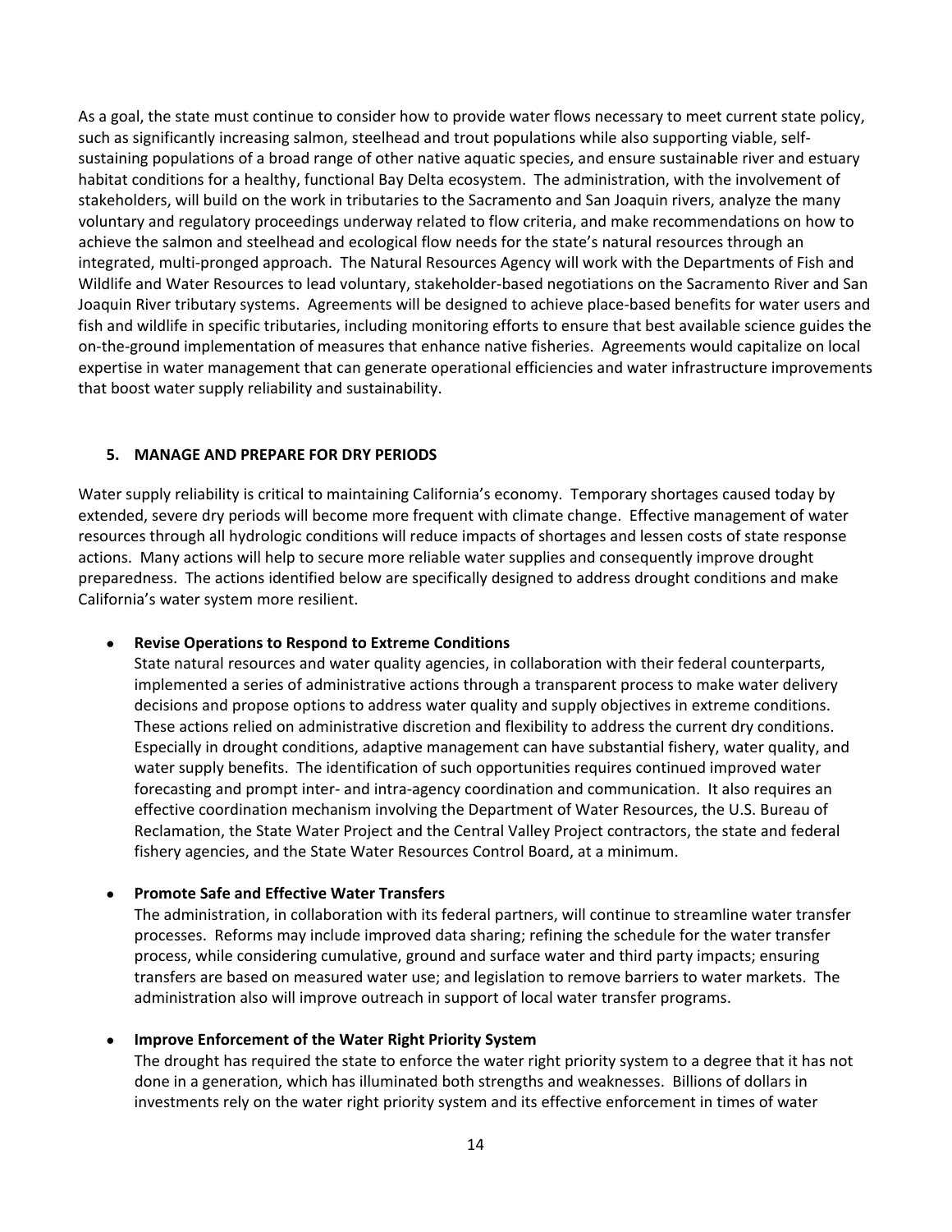As a goal, the state must continue to consider how to provide water flows necessary to meet current state policy, such as significantly increasing salmon, steelhead and trout populations while also supporting viable, self-sustaining populations of a broad range of other native aquatic species, and ensure sustainable river and estuary habitat conditions for a healthy, functional Bay Delta ecosystem. The administration, with the involvement of stakeholders, will build on the work in tributaries to the Sacramento and San Joaquin rivers, analyze the many voluntary and regulatory proceedings underway related to flow criteria, and make recommendations on how to achieve the salmon and steelhead and ecological flow needs for the state's natural resources through an integrated, multi-pronged approach. The Natural Resources Agency will work with the Departments of Fish and Wildlife and Water Resources to lead voluntary, stakeholder-based negotiations on the Sacramento River and San Joaquin River tributary systems. Agreements will be designed to achieve place-based benefits for water users and fish and wildlife in specific tributaries, including monitoring efforts to ensure that best available science guides the on-the-ground implementation of measures that enhance native fisheries. Agreements would capitalize on local expertise in water management that can generate operational efficiencies and water infrastructure improvements that boost water supply reliability and sustainability.

## 5. MANAGE AND PREPARE FOR DRY PERIODS

Water supply reliability is critical to maintaining California's economy. Temporary shortages caused today by extended, severe dry periods will become more frequent with climate change. Effective management of water resources through all hydrologic conditions will reduce impacts of shortages and lessen costs of state response actions. Many actions will help to secure more reliable water supplies and consequently improve drought preparedness. The actions identified below are specifically designed to address drought conditions and make California's water system more resilient.

- **Revise Operations to Respond to Extreme Conditions**
  State natural resources and water quality agencies, in collaboration with their federal counterparts, implemented a series of administrative actions through a transparent process to make water delivery decisions and propose options to address water quality and supply objectives in extreme conditions. These actions relied on administrative discretion and flexibility to address the current dry conditions. Especially in drought conditions, adaptive management can have substantial fishery, water quality, and water supply benefits. The identification of such opportunities requires continued improved water forecasting and prompt inter- and intra-agency coordination and communication. It also requires an effective coordination mechanism involving the Department of Water Resources, the U.S. Bureau of Reclamation, the State Water Project and the Central Valley Project contractors, the state and federal fishery agencies, and the State Water Resources Control Board, at a minimum.

- **Promote Safe and Effective Water Transfers**
  The administration, in collaboration with its federal partners, will continue to streamline water transfer processes. Reforms may include improved data sharing; refining the schedule for the water transfer process, while considering cumulative, ground and surface water and third party impacts; ensuring transfers are based on measured water use; and legislation to remove barriers to water markets. The administration also will improve outreach in support of local water transfer programs.

- **Improve Enforcement of the Water Right Priority System**
  The drought has required the state to enforce the water right priority system to a degree that it has not done in a generation, which has illuminated both strengths and weaknesses. Billions of dollars in investments rely on the water right priority system and its effective enforcement in times of water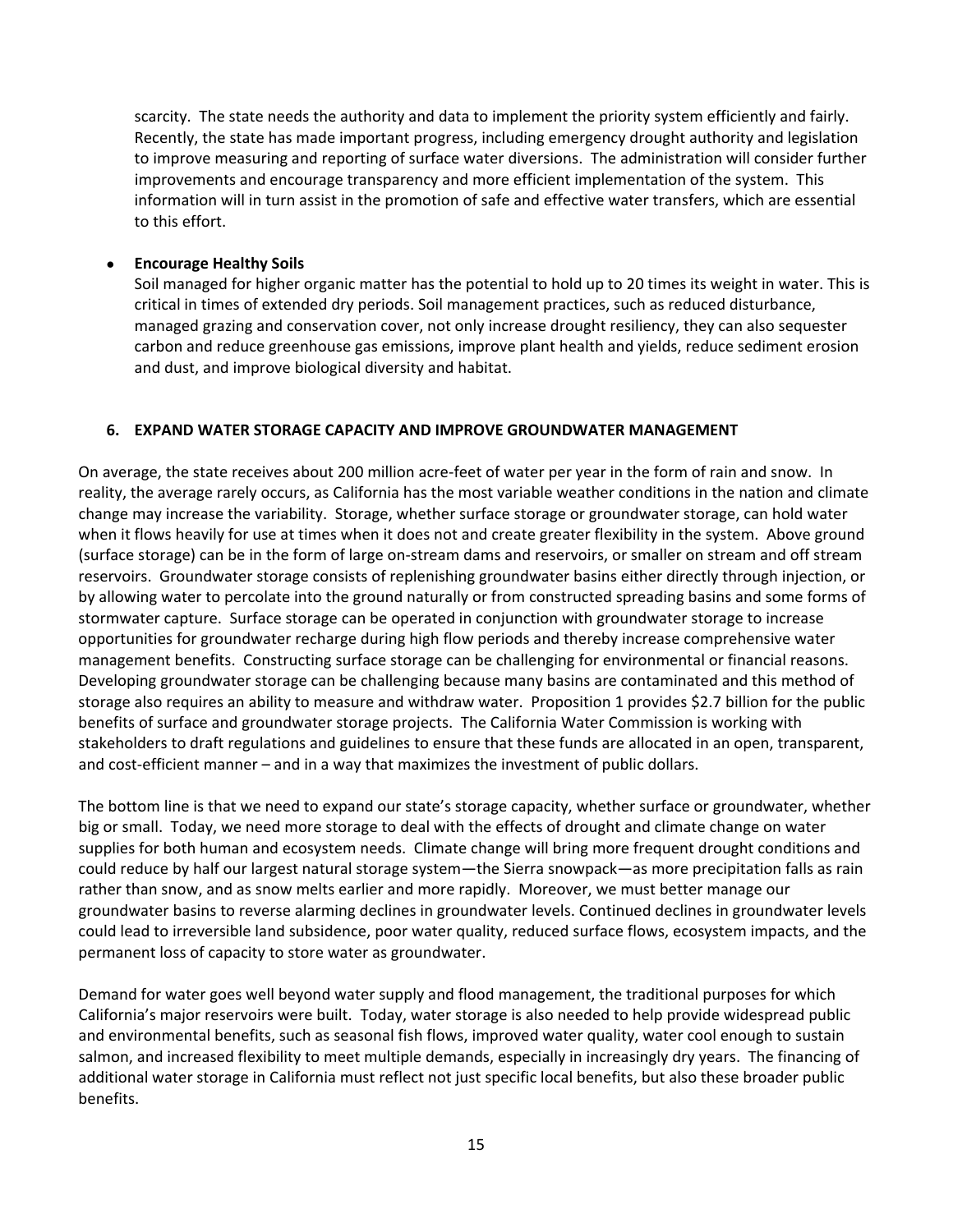scarcity. The state needs the authority and data to implement the priority system efficiently and fairly. Recently, the state has made important progress, including emergency drought authority and legislation to improve measuring and reporting of surface water diversions. The administration will consider further improvements and encourage transparency and more efficient implementation of the system. This information will in turn assist in the promotion of safe and effective water transfers, which are essential to this effort.

- **Encourage Healthy Soils**
  Soil managed for higher organic matter has the potential to hold up to 20 times its weight in water. This is critical in times of extended dry periods. Soil management practices, such as reduced disturbance, managed grazing and conservation cover, not only increase drought resiliency, they can also sequester carbon and reduce greenhouse gas emissions, improve plant health and yields, reduce sediment erosion and dust, and improve biological diversity and habitat.

### 6. EXPAND WATER STORAGE CAPACITY AND IMPROVE GROUNDWATER MANAGEMENT

On average, the state receives about 200 million acre-feet of water per year in the form of rain and snow. In reality, the average rarely occurs, as California has the most variable weather conditions in the nation and climate change may increase the variability. Storage, whether surface storage or groundwater storage, can hold water when it flows heavily for use at times when it does not and create greater flexibility in the system. Above ground (surface storage) can be in the form of large on-stream dams and reservoirs, or smaller on stream and off stream reservoirs. Groundwater storage consists of replenishing groundwater basins either directly through injection, or by allowing water to percolate into the ground naturally or from constructed spreading basins and some forms of stormwater capture. Surface storage can be operated in conjunction with groundwater storage to increase opportunities for groundwater recharge during high flow periods and thereby increase comprehensive water management benefits. Constructing surface storage can be challenging for environmental or financial reasons. Developing groundwater storage can be challenging because many basins are contaminated and this method of storage also requires an ability to measure and withdraw water. Proposition 1 provides $2.7 billion for the public benefits of surface and groundwater storage projects. The California Water Commission is working with stakeholders to draft regulations and guidelines to ensure that these funds are allocated in an open, transparent, and cost-efficient manner – and in a way that maximizes the investment of public dollars.

The bottom line is that we need to expand our state's storage capacity, whether surface or groundwater, whether big or small. Today, we need more storage to deal with the effects of drought and climate change on water supplies for both human and ecosystem needs. Climate change will bring more frequent drought conditions and could reduce by half our largest natural storage system—the Sierra snowpack—as more precipitation falls as rain rather than snow, and as snow melts earlier and more rapidly. Moreover, we must better manage our groundwater basins to reverse alarming declines in groundwater levels. Continued declines in groundwater levels could lead to irreversible land subsidence, poor water quality, reduced surface flows, ecosystem impacts, and the permanent loss of capacity to store water as groundwater.

Demand for water goes well beyond water supply and flood management, the traditional purposes for which California's major reservoirs were built. Today, water storage is also needed to help provide widespread public and environmental benefits, such as seasonal fish flows, improved water quality, water cool enough to sustain salmon, and increased flexibility to meet multiple demands, especially in increasingly dry years. The financing of additional water storage in California must reflect not just specific local benefits, but also these broader public benefits.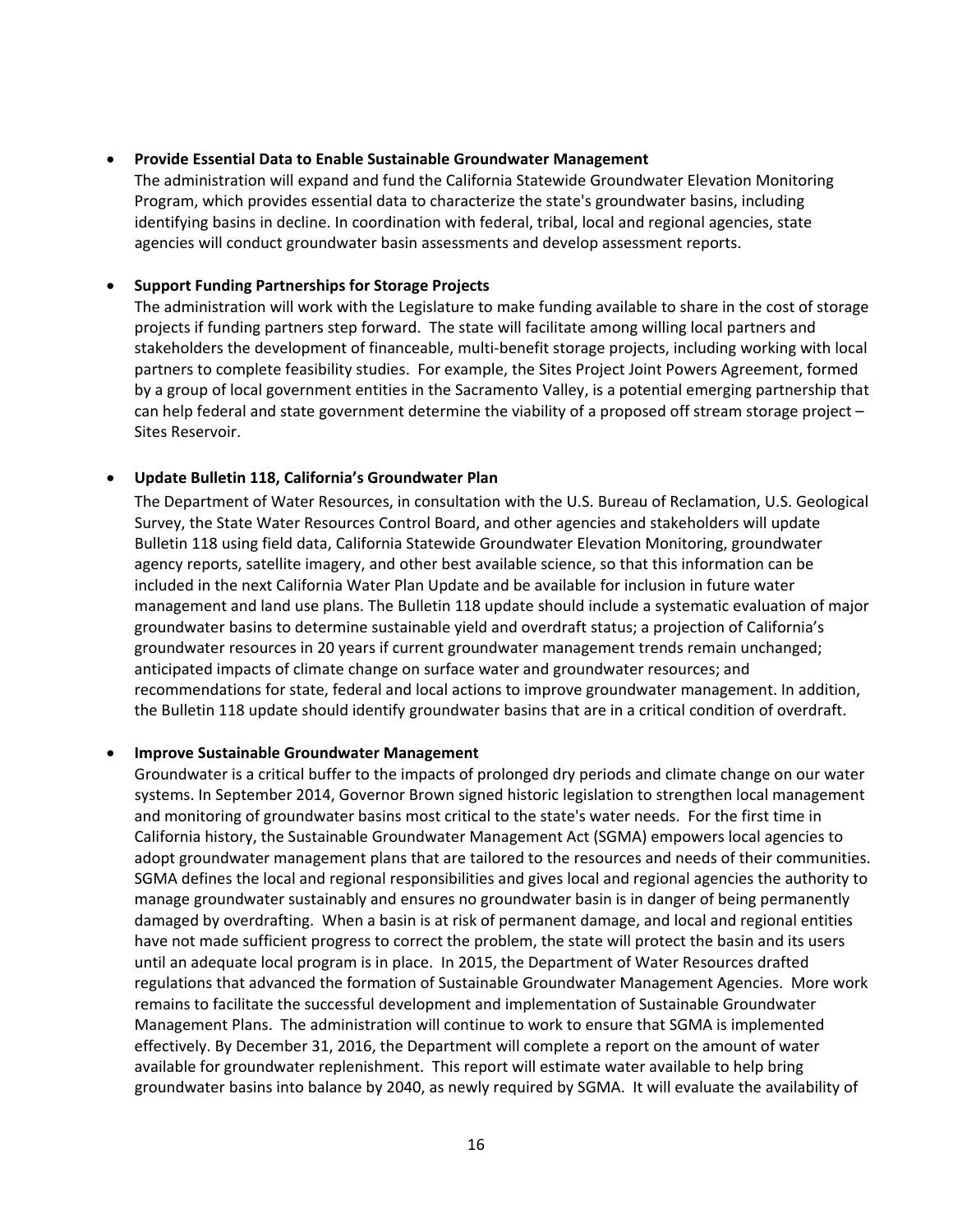- **Provide Essential Data to Enable Sustainable Groundwater Management**
  The administration will expand and fund the California Statewide Groundwater Elevation Monitoring Program, which provides essential data to characterize the state's groundwater basins, including identifying basins in decline. In coordination with federal, tribal, local and regional agencies, state agencies will conduct groundwater basin assessments and develop assessment reports.

- **Support Funding Partnerships for Storage Projects**
  The administration will work with the Legislature to make funding available to share in the cost of storage projects if funding partners step forward. The state will facilitate among willing local partners and stakeholders the development of financeable, multi-benefit storage projects, including working with local partners to complete feasibility studies. For example, the Sites Project Joint Powers Agreement, formed by a group of local government entities in the Sacramento Valley, is a potential emerging partnership that can help federal and state government determine the viability of a proposed off stream storage project – Sites Reservoir.

- **Update Bulletin 118, California's Groundwater Plan**
  The Department of Water Resources, in consultation with the U.S. Bureau of Reclamation, U.S. Geological Survey, the State Water Resources Control Board, and other agencies and stakeholders will update Bulletin 118 using field data, California Statewide Groundwater Elevation Monitoring, groundwater agency reports, satellite imagery, and other best available science, so that this information can be included in the next California Water Plan Update and be available for inclusion in future water management and land use plans. The Bulletin 118 update should include a systematic evaluation of major groundwater basins to determine sustainable yield and overdraft status; a projection of California's groundwater resources in 20 years if current groundwater management trends remain unchanged; anticipated impacts of climate change on surface water and groundwater resources; and recommendations for state, federal and local actions to improve groundwater management. In addition, the Bulletin 118 update should identify groundwater basins that are in a critical condition of overdraft.

- **Improve Sustainable Groundwater Management**
  Groundwater is a critical buffer to the impacts of prolonged dry periods and climate change on our water systems. In September 2014, Governor Brown signed historic legislation to strengthen local management and monitoring of groundwater basins most critical to the state's water needs. For the first time in California history, the Sustainable Groundwater Management Act (SGMA) empowers local agencies to adopt groundwater management plans that are tailored to the resources and needs of their communities. SGMA defines the local and regional responsibilities and gives local and regional agencies the authority to manage groundwater sustainably and ensures no groundwater basin is in danger of being permanently damaged by overdrafting. When a basin is at risk of permanent damage, and local and regional entities have not made sufficient progress to correct the problem, the state will protect the basin and its users until an adequate local program is in place. In 2015, the Department of Water Resources drafted regulations that advanced the formation of Sustainable Groundwater Management Agencies. More work remains to facilitate the successful development and implementation of Sustainable Groundwater Management Plans. The administration will continue to work to ensure that SGMA is implemented effectively. By December 31, 2016, the Department will complete a report on the amount of water available for groundwater replenishment. This report will estimate water available to help bring groundwater basins into balance by 2040, as newly required by SGMA. It will evaluate the availability of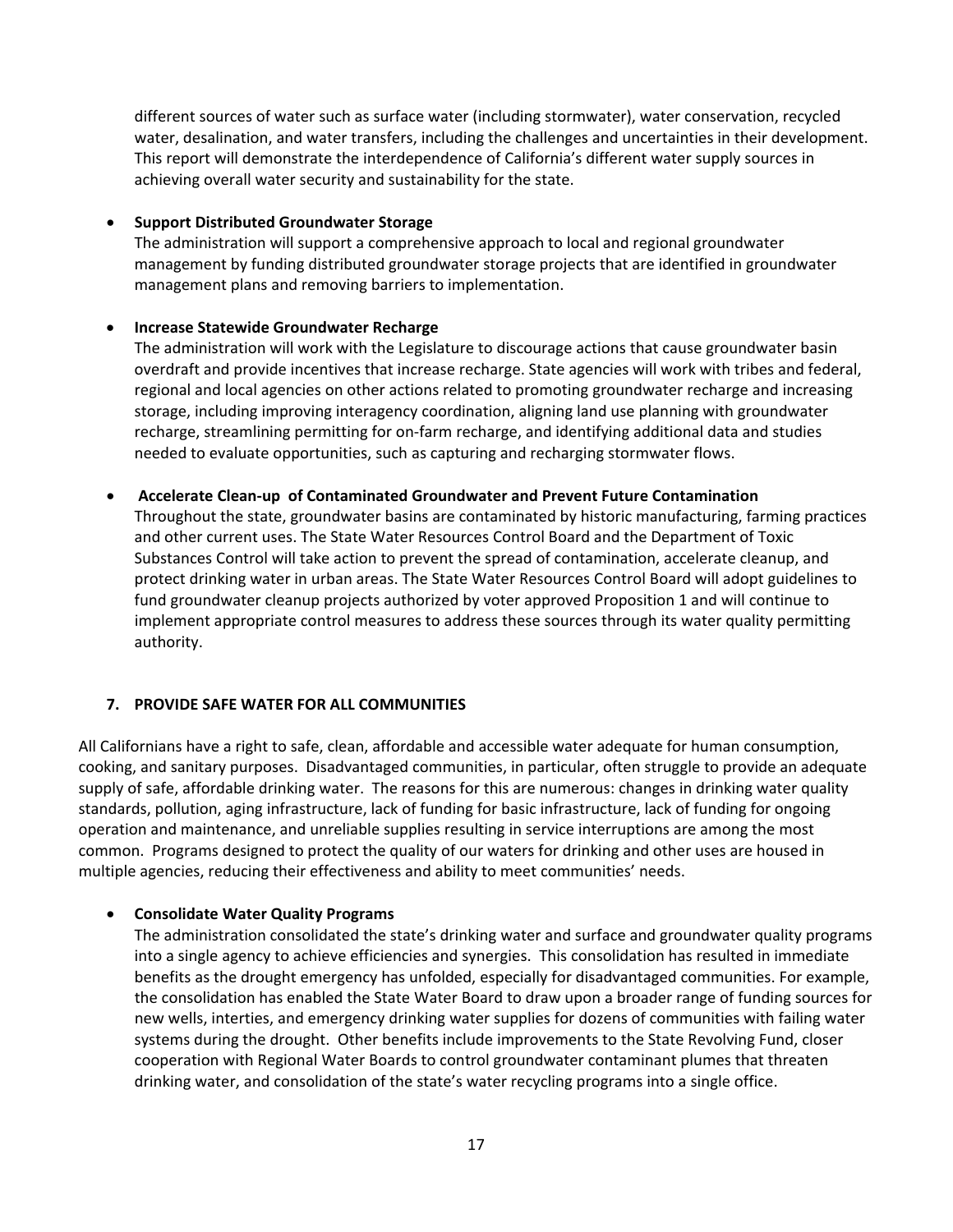different sources of water such as surface water (including stormwater), water conservation, recycled water, desalination, and water transfers, including the challenges and uncertainties in their development. This report will demonstrate the interdependence of California's different water supply sources in achieving overall water security and sustainability for the state.

- **Support Distributed Groundwater Storage**
  The administration will support a comprehensive approach to local and regional groundwater management by funding distributed groundwater storage projects that are identified in groundwater management plans and removing barriers to implementation.

- **Increase Statewide Groundwater Recharge**
  The administration will work with the Legislature to discourage actions that cause groundwater basin overdraft and provide incentives that increase recharge. State agencies will work with tribes and federal, regional and local agencies on other actions related to promoting groundwater recharge and increasing storage, including improving interagency coordination, aligning land use planning with groundwater recharge, streamlining permitting for on-farm recharge, and identifying additional data and studies needed to evaluate opportunities, such as capturing and recharging stormwater flows.

- **Accelerate Clean-up of Contaminated Groundwater and Prevent Future Contamination**
  Throughout the state, groundwater basins are contaminated by historic manufacturing, farming practices and other current uses. The State Water Resources Control Board and the Department of Toxic Substances Control will take action to prevent the spread of contamination, accelerate cleanup, and protect drinking water in urban areas. The State Water Resources Control Board will adopt guidelines to fund groundwater cleanup projects authorized by voter approved Proposition 1 and will continue to implement appropriate control measures to address these sources through its water quality permitting authority.

## 7. PROVIDE SAFE WATER FOR ALL COMMUNITIES

All Californians have a right to safe, clean, affordable and accessible water adequate for human consumption, cooking, and sanitary purposes. Disadvantaged communities, in particular, often struggle to provide an adequate supply of safe, affordable drinking water. The reasons for this are numerous: changes in drinking water quality standards, pollution, aging infrastructure, lack of funding for basic infrastructure, lack of funding for ongoing operation and maintenance, and unreliable supplies resulting in service interruptions are among the most common. Programs designed to protect the quality of our waters for drinking and other uses are housed in multiple agencies, reducing their effectiveness and ability to meet communities' needs.

- **Consolidate Water Quality Programs**
  The administration consolidated the state's drinking water and surface and groundwater quality programs into a single agency to achieve efficiencies and synergies. This consolidation has resulted in immediate benefits as the drought emergency has unfolded, especially for disadvantaged communities. For example, the consolidation has enabled the State Water Board to draw upon a broader range of funding sources for new wells, interties, and emergency drinking water supplies for dozens of communities with failing water systems during the drought. Other benefits include improvements to the State Revolving Fund, closer cooperation with Regional Water Boards to control groundwater contaminant plumes that threaten drinking water, and consolidation of the state's water recycling programs into a single office.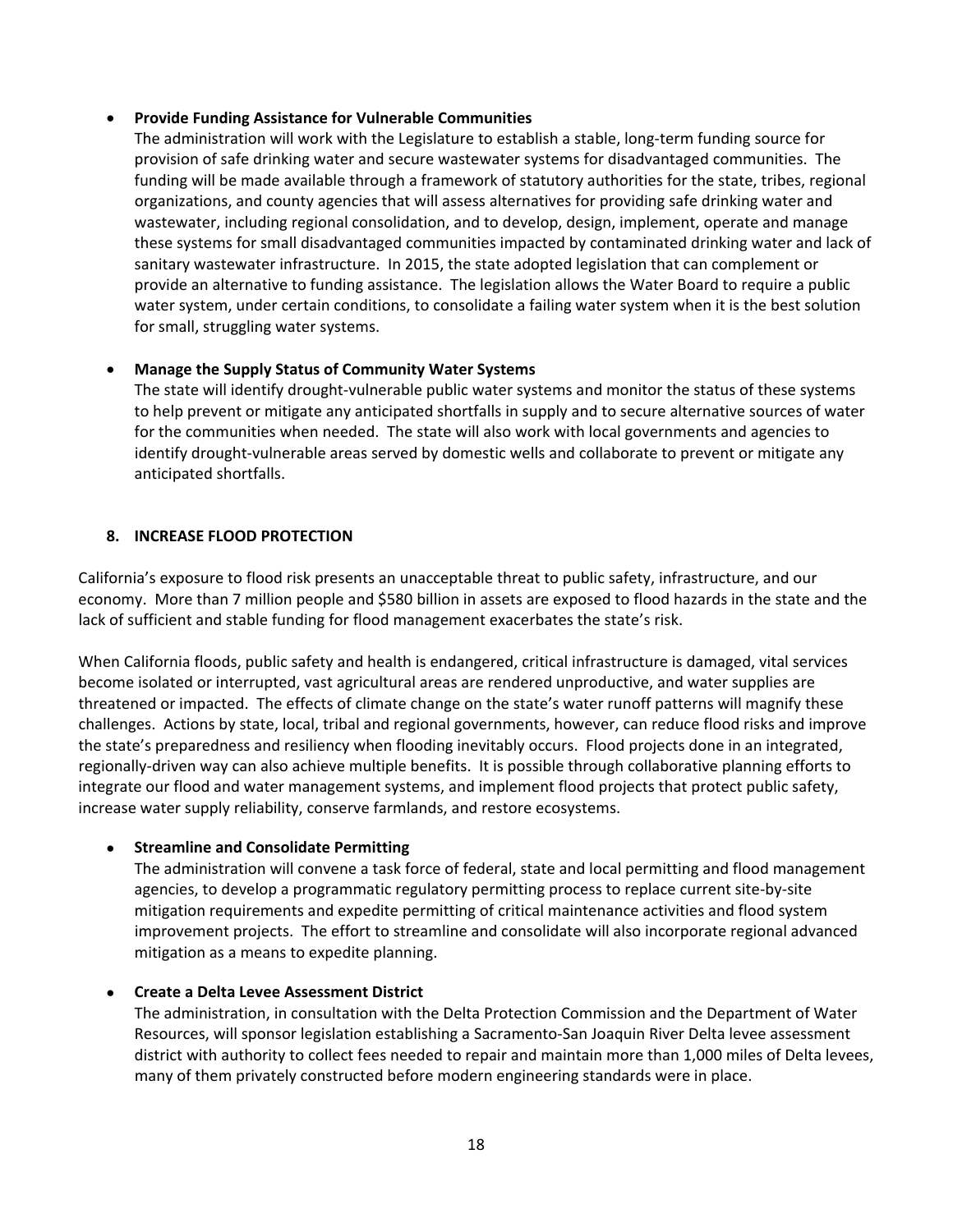- **Provide Funding Assistance for Vulnerable Communities**
  The administration will work with the Legislature to establish a stable, long-term funding source for provision of safe drinking water and secure wastewater systems for disadvantaged communities. The funding will be made available through a framework of statutory authorities for the state, tribes, regional organizations, and county agencies that will assess alternatives for providing safe drinking water and wastewater, including regional consolidation, and to develop, design, implement, operate and manage these systems for small disadvantaged communities impacted by contaminated drinking water and lack of sanitary wastewater infrastructure. In 2015, the state adopted legislation that can complement or provide an alternative to funding assistance. The legislation allows the Water Board to require a public water system, under certain conditions, to consolidate a failing water system when it is the best solution for small, struggling water systems.

- **Manage the Supply Status of Community Water Systems**
  The state will identify drought-vulnerable public water systems and monitor the status of these systems to help prevent or mitigate any anticipated shortfalls in supply and to secure alternative sources of water for the communities when needed. The state will also work with local governments and agencies to identify drought-vulnerable areas served by domestic wells and collaborate to prevent or mitigate any anticipated shortfalls.

## 8. INCREASE FLOOD PROTECTION

California's exposure to flood risk presents an unacceptable threat to public safety, infrastructure, and our economy. More than 7 million people and $580 billion in assets are exposed to flood hazards in the state and the lack of sufficient and stable funding for flood management exacerbates the state's risk.

When California floods, public safety and health is endangered, critical infrastructure is damaged, vital services become isolated or interrupted, vast agricultural areas are rendered unproductive, and water supplies are threatened or impacted. The effects of climate change on the state's water runoff patterns will magnify these challenges. Actions by state, local, tribal and regional governments, however, can reduce flood risks and improve the state's preparedness and resiliency when flooding inevitably occurs. Flood projects done in an integrated, regionally-driven way can also achieve multiple benefits. It is possible through collaborative planning efforts to integrate our flood and water management systems, and implement flood projects that protect public safety, increase water supply reliability, conserve farmlands, and restore ecosystems.

- **Streamline and Consolidate Permitting**
  The administration will convene a task force of federal, state and local permitting and flood management agencies, to develop a programmatic regulatory permitting process to replace current site-by-site mitigation requirements and expedite permitting of critical maintenance activities and flood system improvement projects. The effort to streamline and consolidate will also incorporate regional advanced mitigation as a means to expedite planning.

- **Create a Delta Levee Assessment District**
  The administration, in consultation with the Delta Protection Commission and the Department of Water Resources, will sponsor legislation establishing a Sacramento-San Joaquin River Delta levee assessment district with authority to collect fees needed to repair and maintain more than 1,000 miles of Delta levees, many of them privately constructed before modern engineering standards were in place.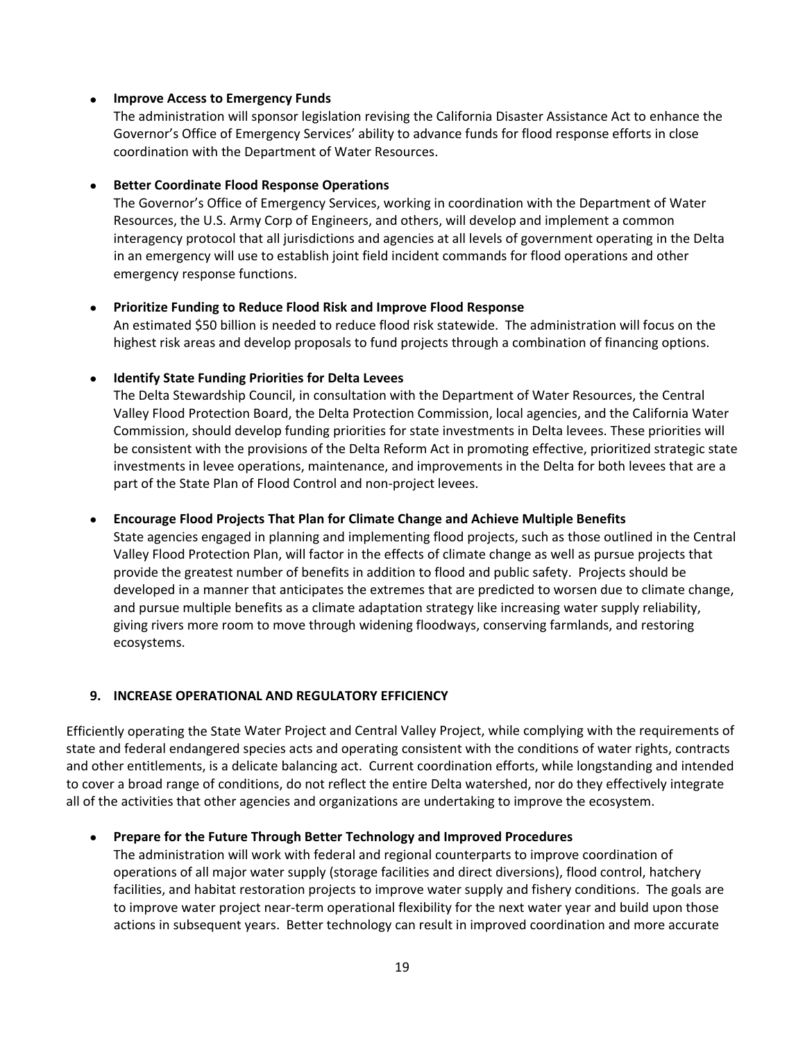- **Improve Access to Emergency Funds**
  The administration will sponsor legislation revising the California Disaster Assistance Act to enhance the Governor's Office of Emergency Services' ability to advance funds for flood response efforts in close coordination with the Department of Water Resources.

- **Better Coordinate Flood Response Operations**
  The Governor's Office of Emergency Services, working in coordination with the Department of Water Resources, the U.S. Army Corp of Engineers, and others, will develop and implement a common interagency protocol that all jurisdictions and agencies at all levels of government operating in the Delta in an emergency will use to establish joint field incident commands for flood operations and other emergency response functions.

- **Prioritize Funding to Reduce Flood Risk and Improve Flood Response**
  An estimated $50 billion is needed to reduce flood risk statewide. The administration will focus on the highest risk areas and develop proposals to fund projects through a combination of financing options.

- **Identify State Funding Priorities for Delta Levees**
  The Delta Stewardship Council, in consultation with the Department of Water Resources, the Central Valley Flood Protection Board, the Delta Protection Commission, local agencies, and the California Water Commission, should develop funding priorities for state investments in Delta levees. These priorities will be consistent with the provisions of the Delta Reform Act in promoting effective, prioritized strategic state investments in levee operations, maintenance, and improvements in the Delta for both levees that are a part of the State Plan of Flood Control and non-project levees.

- **Encourage Flood Projects That Plan for Climate Change and Achieve Multiple Benefits**
  State agencies engaged in planning and implementing flood projects, such as those outlined in the Central Valley Flood Protection Plan, will factor in the effects of climate change as well as pursue projects that provide the greatest number of benefits in addition to flood and public safety. Projects should be developed in a manner that anticipates the extremes that are predicted to worsen due to climate change, and pursue multiple benefits as a climate adaptation strategy like increasing water supply reliability, giving rivers more room to move through widening floodways, conserving farmlands, and restoring ecosystems.

## 9. INCREASE OPERATIONAL AND REGULATORY EFFICIENCY

Efficiently operating the State Water Project and Central Valley Project, while complying with the requirements of state and federal endangered species acts and operating consistent with the conditions of water rights, contracts and other entitlements, is a delicate balancing act. Current coordination efforts, while longstanding and intended to cover a broad range of conditions, do not reflect the entire Delta watershed, nor do they effectively integrate all of the activities that other agencies and organizations are undertaking to improve the ecosystem.

- **Prepare for the Future Through Better Technology and Improved Procedures**
  The administration will work with federal and regional counterparts to improve coordination of operations of all major water supply (storage facilities and direct diversions), flood control, hatchery facilities, and habitat restoration projects to improve water supply and fishery conditions. The goals are to improve water project near-term operational flexibility for the next water year and build upon those actions in subsequent years. Better technology can result in improved coordination and more accurate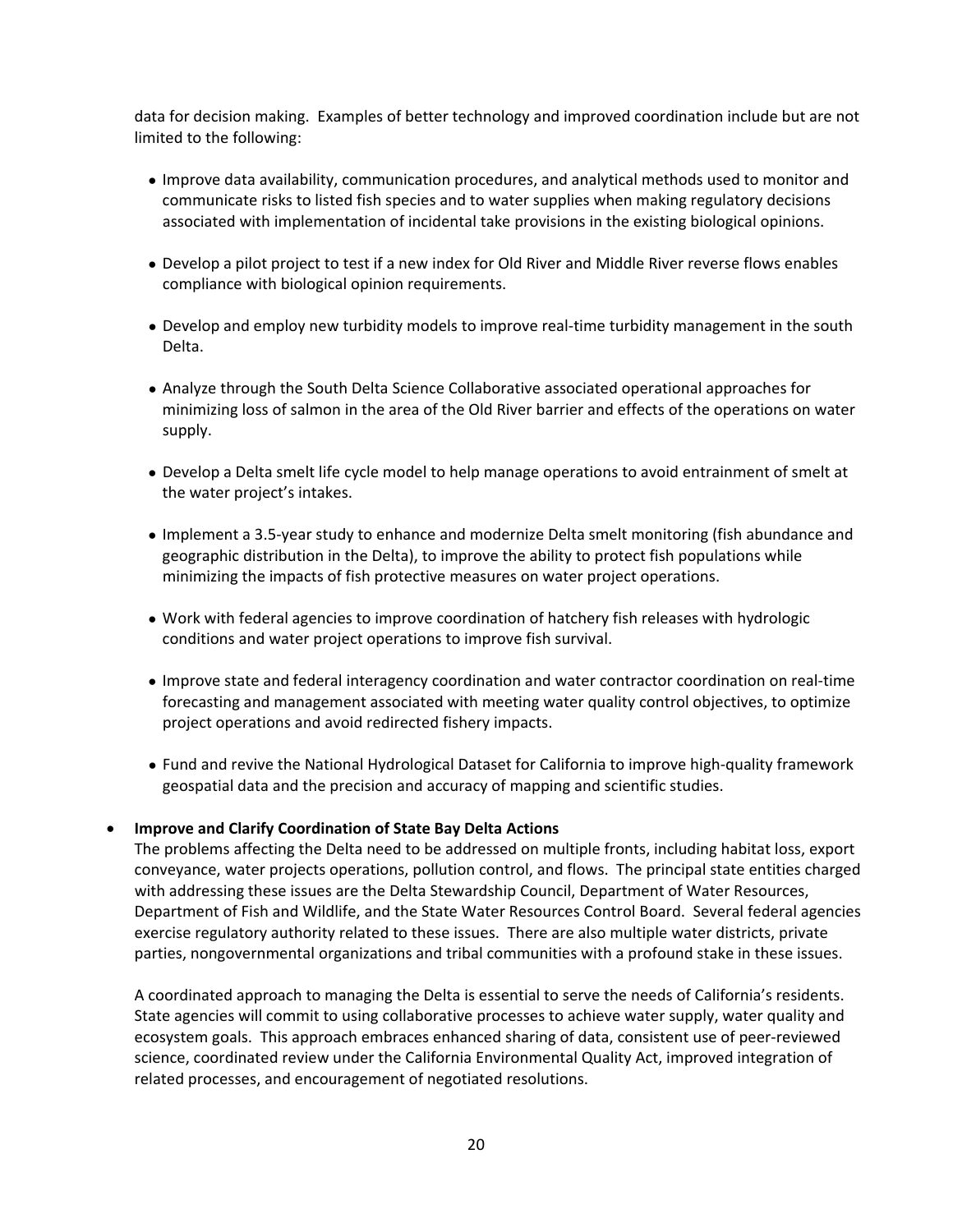data for decision making. Examples of better technology and improved coordination include but are not limited to the following:

- Improve data availability, communication procedures, and analytical methods used to monitor and communicate risks to listed fish species and to water supplies when making regulatory decisions associated with implementation of incidental take provisions in the existing biological opinions.

- Develop a pilot project to test if a new index for Old River and Middle River reverse flows enables compliance with biological opinion requirements.

- Develop and employ new turbidity models to improve real-time turbidity management in the south Delta.

- Analyze through the South Delta Science Collaborative associated operational approaches for minimizing loss of salmon in the area of the Old River barrier and effects of the operations on water supply.

- Develop a Delta smelt life cycle model to help manage operations to avoid entrainment of smelt at the water project's intakes.

- Implement a 3.5-year study to enhance and modernize Delta smelt monitoring (fish abundance and geographic distribution in the Delta), to improve the ability to protect fish populations while minimizing the impacts of fish protective measures on water project operations.

- Work with federal agencies to improve coordination of hatchery fish releases with hydrologic conditions and water project operations to improve fish survival.

- Improve state and federal interagency coordination and water contractor coordination on real-time forecasting and management associated with meeting water quality control objectives, to optimize project operations and avoid redirected fishery impacts.

- Fund and revive the National Hydrological Dataset for California to improve high-quality framework geospatial data and the precision and accuracy of mapping and scientific studies.

- **Improve and Clarify Coordination of State Bay Delta Actions**

  The problems affecting the Delta need to be addressed on multiple fronts, including habitat loss, export conveyance, water projects operations, pollution control, and flows. The principal state entities charged with addressing these issues are the Delta Stewardship Council, Department of Water Resources, Department of Fish and Wildlife, and the State Water Resources Control Board. Several federal agencies exercise regulatory authority related to these issues. There are also multiple water districts, private parties, nongovernmental organizations and tribal communities with a profound stake in these issues.

  A coordinated approach to managing the Delta is essential to serve the needs of California's residents. State agencies will commit to using collaborative processes to achieve water supply, water quality and ecosystem goals. This approach embraces enhanced sharing of data, consistent use of peer-reviewed science, coordinated review under the California Environmental Quality Act, improved integration of related processes, and encouragement of negotiated resolutions.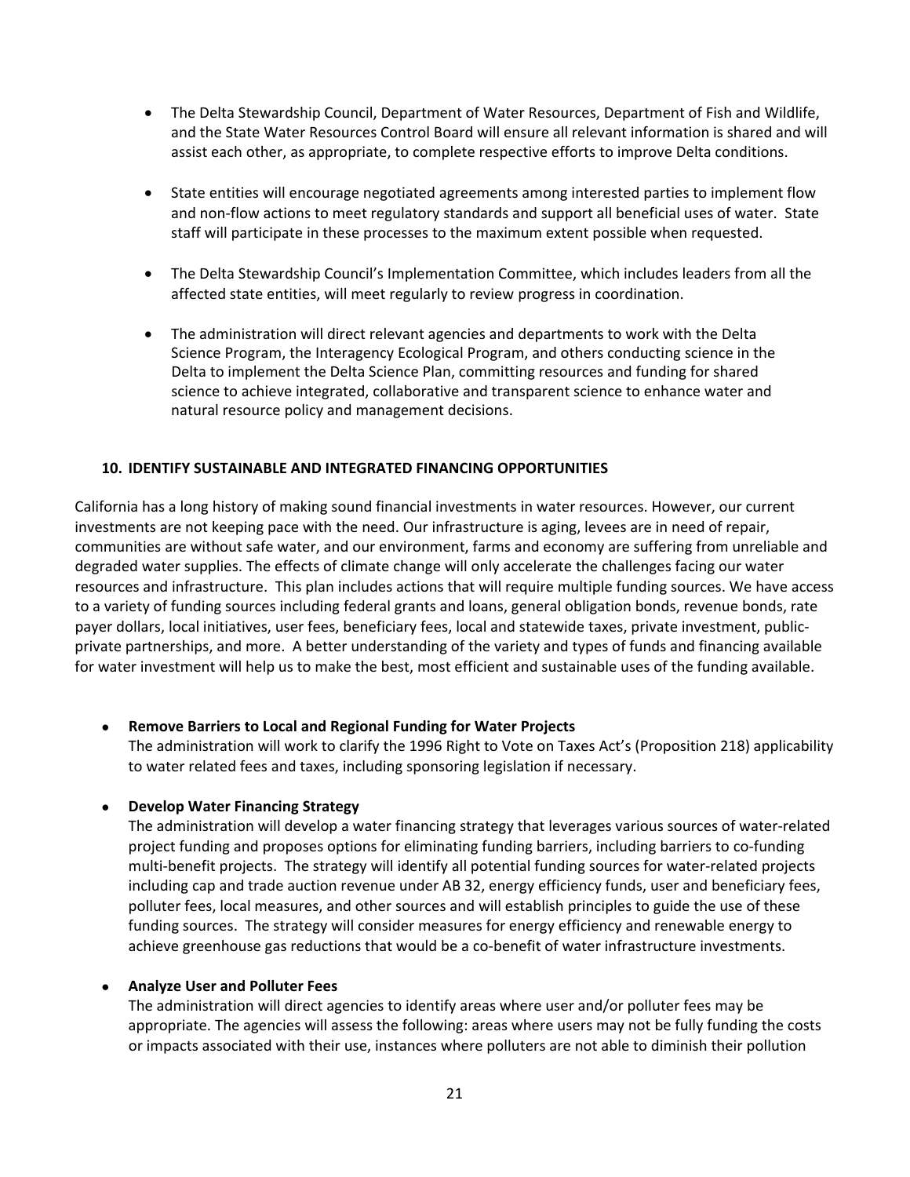- The Delta Stewardship Council, Department of Water Resources, Department of Fish and Wildlife, and the State Water Resources Control Board will ensure all relevant information is shared and will assist each other, as appropriate, to complete respective efforts to improve Delta conditions.

- State entities will encourage negotiated agreements among interested parties to implement flow and non-flow actions to meet regulatory standards and support all beneficial uses of water. State staff will participate in these processes to the maximum extent possible when requested.

- The Delta Stewardship Council's Implementation Committee, which includes leaders from all the affected state entities, will meet regularly to review progress in coordination.

- The administration will direct relevant agencies and departments to work with the Delta Science Program, the Interagency Ecological Program, and others conducting science in the Delta to implement the Delta Science Plan, committing resources and funding for shared science to achieve integrated, collaborative and transparent science to enhance water and natural resource policy and management decisions.

## 10. IDENTIFY SUSTAINABLE AND INTEGRATED FINANCING OPPORTUNITIES

California has a long history of making sound financial investments in water resources. However, our current investments are not keeping pace with the need. Our infrastructure is aging, levees are in need of repair, communities are without safe water, and our environment, farms and economy are suffering from unreliable and degraded water supplies. The effects of climate change will only accelerate the challenges facing our water resources and infrastructure. This plan includes actions that will require multiple funding sources. We have access to a variety of funding sources including federal grants and loans, general obligation bonds, revenue bonds, rate payer dollars, local initiatives, user fees, beneficiary fees, local and statewide taxes, private investment, public-private partnerships, and more. A better understanding of the variety and types of funds and financing available for water investment will help us to make the best, most efficient and sustainable uses of the funding available.

- **Remove Barriers to Local and Regional Funding for Water Projects**
  The administration will work to clarify the 1996 Right to Vote on Taxes Act's (Proposition 218) applicability to water related fees and taxes, including sponsoring legislation if necessary.

- **Develop Water Financing Strategy**
  The administration will develop a water financing strategy that leverages various sources of water-related project funding and proposes options for eliminating funding barriers, including barriers to co-funding multi-benefit projects. The strategy will identify all potential funding sources for water-related projects including cap and trade auction revenue under AB 32, energy efficiency funds, user and beneficiary fees, polluter fees, local measures, and other sources and will establish principles to guide the use of these funding sources. The strategy will consider measures for energy efficiency and renewable energy to achieve greenhouse gas reductions that would be a co-benefit of water infrastructure investments.

- **Analyze User and Polluter Fees**
  The administration will direct agencies to identify areas where user and/or polluter fees may be appropriate. The agencies will assess the following: areas where users may not be fully funding the costs or impacts associated with their use, instances where polluters are not able to diminish their pollution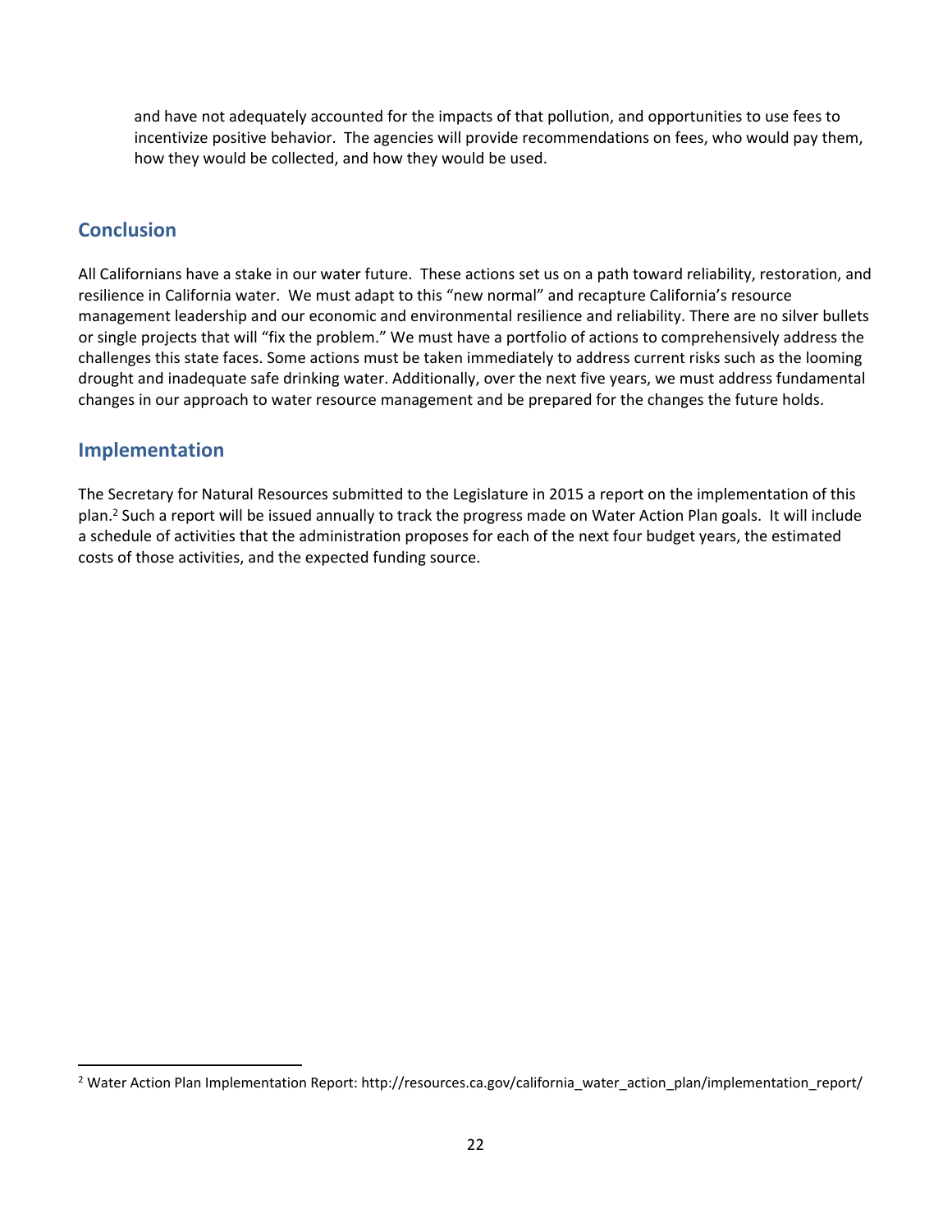and have not adequately accounted for the impacts of that pollution, and opportunities to use fees to incentivize positive behavior. The agencies will provide recommendations on fees, who would pay them, how they would be collected, and how they would be used.

## Conclusion

All Californians have a stake in our water future. These actions set us on a path toward reliability, restoration, and resilience in California water. We must adapt to this "new normal" and recapture California's resource management leadership and our economic and environmental resilience and reliability. There are no silver bullets or single projects that will "fix the problem." We must have a portfolio of actions to comprehensively address the challenges this state faces. Some actions must be taken immediately to address current risks such as the looming drought and inadequate safe drinking water. Additionally, over the next five years, we must address fundamental changes in our approach to water resource management and be prepared for the changes the future holds.

## Implementation

The Secretary for Natural Resources submitted to the Legislature in 2015 a report on the implementation of this plan.[2] Such a report will be issued annually to track the progress made on Water Action Plan goals. It will include a schedule of activities that the administration proposes for each of the next four budget years, the estimated costs of those activities, and the expected funding source.

---

[2] Water Action Plan Implementation Report: http://resources.ca.gov/california_water_action_plan/implementation_report/